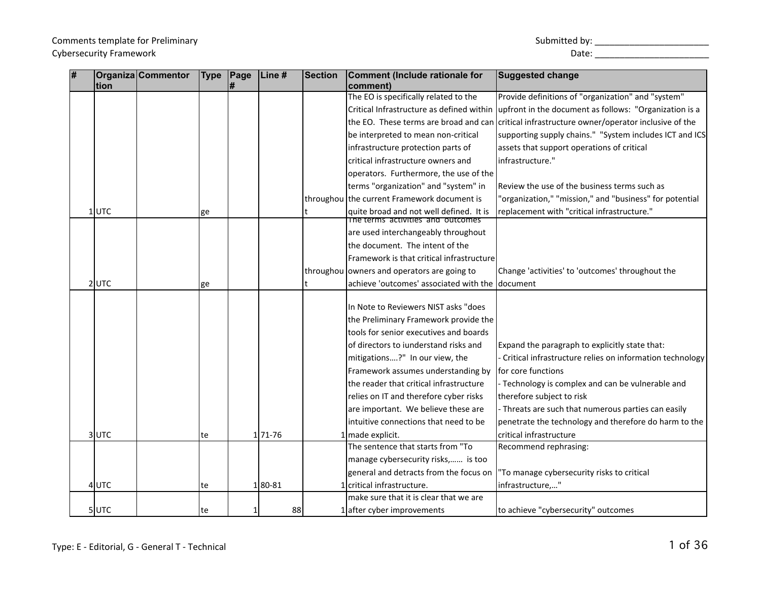Comments template for Preliminary Cybersecurity Framework

Submitted by: _______________________

Date: _______________________

| # | Organization | Commentor | Type | Page # | Line # | Section | Comment (Include rationale for comment) | Suggested change |
|---|---|---|---|---|---|---|---|---|
| 1 | UTC | | ge | | | throughout | The EO is specifically related to the Critical Infrastructure as defined within the EO. These terms are broad and can be interpreted to mean non-critical infrastructure protection parts of critical infrastructure owners and operators. Furthermore, the use of the terms "organization" and "system" in the current Framework document is quite broad and not well defined. It is | Provide definitions of "organization" and "system" upfront in the document as follows: "Organization is a critical infrastructure owner/operator inclusive of the supporting supply chains." "System includes ICT and ICS assets that support operations of critical infrastructure." Review the use of the business terms such as "organization," "mission," and "business" for potential replacement with "critical infrastructure." |
| 2 | UTC | | ge | | | throughout | The terms "activities" and "outcomes" are used interchangeably throughout the document. The intent of the Framework is that critical infrastructure owners and operators are going to achieve 'outcomes' associated with the | Change 'activities' to 'outcomes' throughout the document |
| 3 | UTC | | te | 1 | 71-76 | 1 | In Note to Reviewers NIST asks "does the Preliminary Framework provide the tools for senior executives and boards of directors to iunderstand risks and mitigations….?" In our view, the Framework assumes understanding by the reader that critical infrastructure relies on IT and therefore cyber risks are important. We believe these are intuitive connections that need to be made explicit. | Expand the paragraph to explicitly state that:<br>- Critical infrastructure relies on information technology for core functions<br>- Technology is complex and can be vulnerable and therefore subject to risk<br>- Threats are such that numerous parties can easily penetrate the technology and therefore do harm to the critical infrastructure |
| 4 | UTC | | te | 1 | 80-81 | 1 | The sentence that starts from "To manage cybersecurity risks,…… is too general and detracts from the focus on critical infrastructure. | Recommend rephrasing:<br><br>"To manage cybersecurity risks to critical infrastructure,…" |
| 5 | UTC | | te | 1 | 88 | 1 | make sure that it is clear that we are after cyber improvements | to achieve "cybersecurity" outcomes |

Type: E - Editorial, G - General T - Technical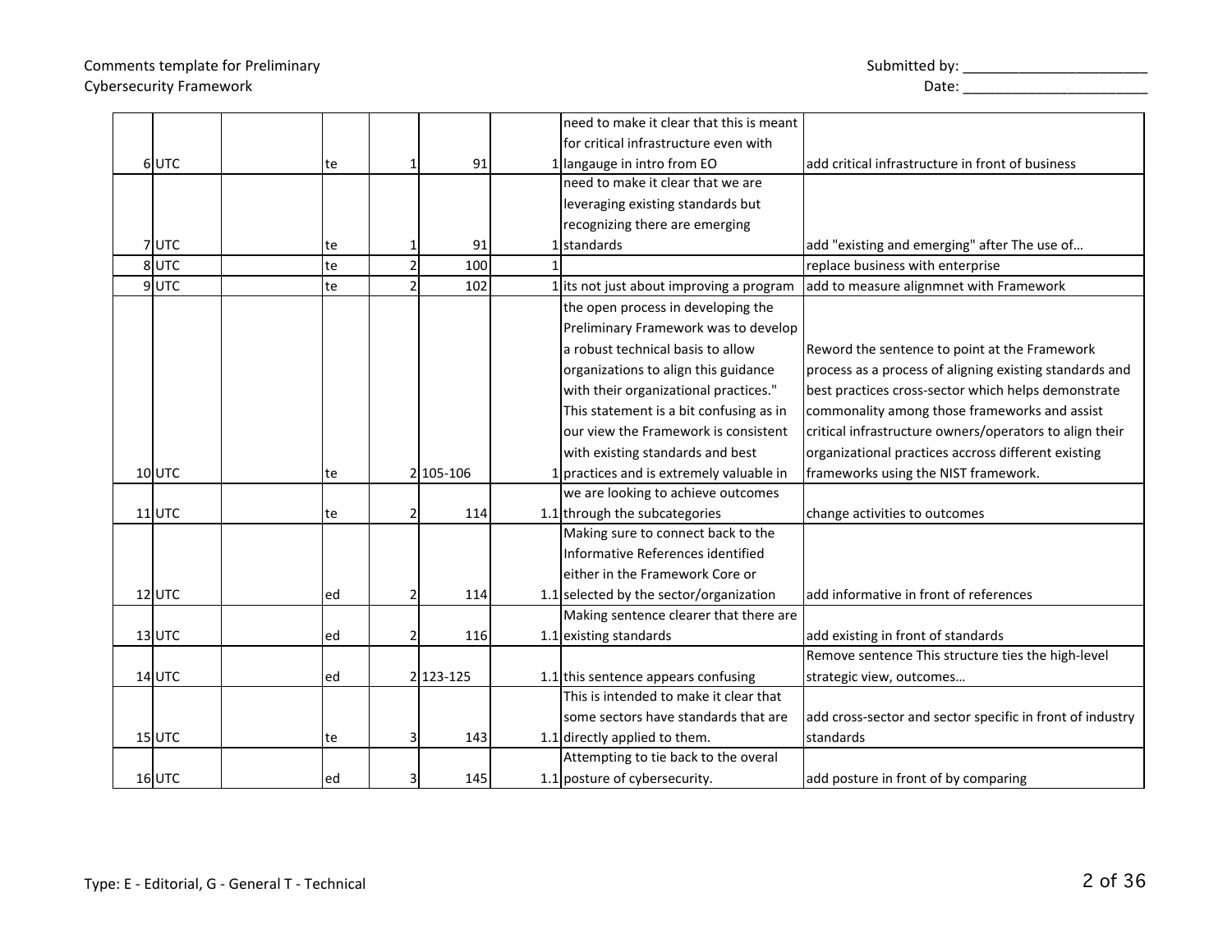Comments template for Preliminary Cybersecurity Framework

Submitted by: _______________________

Date: _______________________

| | | | | | | | | |
|---|---|---|---|---|---|---|---|---|
| 6 | UTC | | te | 1 | 91 | 1 | need to make it clear that this is meant for critical infrastructure even with langauge in intro from EO | add critical infrastructure in front of business |
| 7 | UTC | | te | 1 | 91 | 1 | need to make it clear that we are leveraging existing standards but recognizing there are emerging standards | add "existing and emerging" after The use of… |
| 8 | UTC | | te | 2 | 100 | 1 | | replace business with enterprise |
| 9 | UTC | | te | 2 | 102 | 1 | its not just about improving a program | add to measure alignmnet with Framework |
| 10 | UTC | | te | 2 | 105-106 | 1 | the open process in developing the Preliminary Framework was to develop a robust technical basis to allow organizations to align this guidance with their organizational practices." This statement is a bit confusing as in our view the Framework is consistent with existing standards and best practices and is extremely valuable in | Reword the sentence to point at the Framework process as a process of aligning existing standards and best practices cross-sector which helps demonstrate commonality among those frameworks and assist critical infrastructure owners/operators to align their organizational practices accross different existing frameworks using the NIST framework. |
| 11 | UTC | | te | 2 | 114 | 1.1 | we are looking to achieve outcomes through the subcategories | change activities to outcomes |
| 12 | UTC | | ed | 2 | 114 | 1.1 | Making sure to connect back to the Informative References identified either in the Framework Core or selected by the sector/organization | add informative in front of references |
| 13 | UTC | | ed | 2 | 116 | 1.1 | Making sentence clearer that there are existing standards | add existing in front of standards |
| 14 | UTC | | ed | 2 | 123-125 | 1.1 | this sentence appears confusing | Remove sentence This structure ties the high-level strategic view, outcomes… |
| 15 | UTC | | te | 3 | 143 | 1.1 | This is intended to make it clear that some sectors have standards that are directly applied to them. | add cross-sector and sector specific in front of industry standards |
| 16 | UTC | | ed | 3 | 145 | 1.1 | Attempting to tie back to the overal posture of cybersecurity. | add posture in front of by comparing |

Type: E - Editorial, G - General T - Technical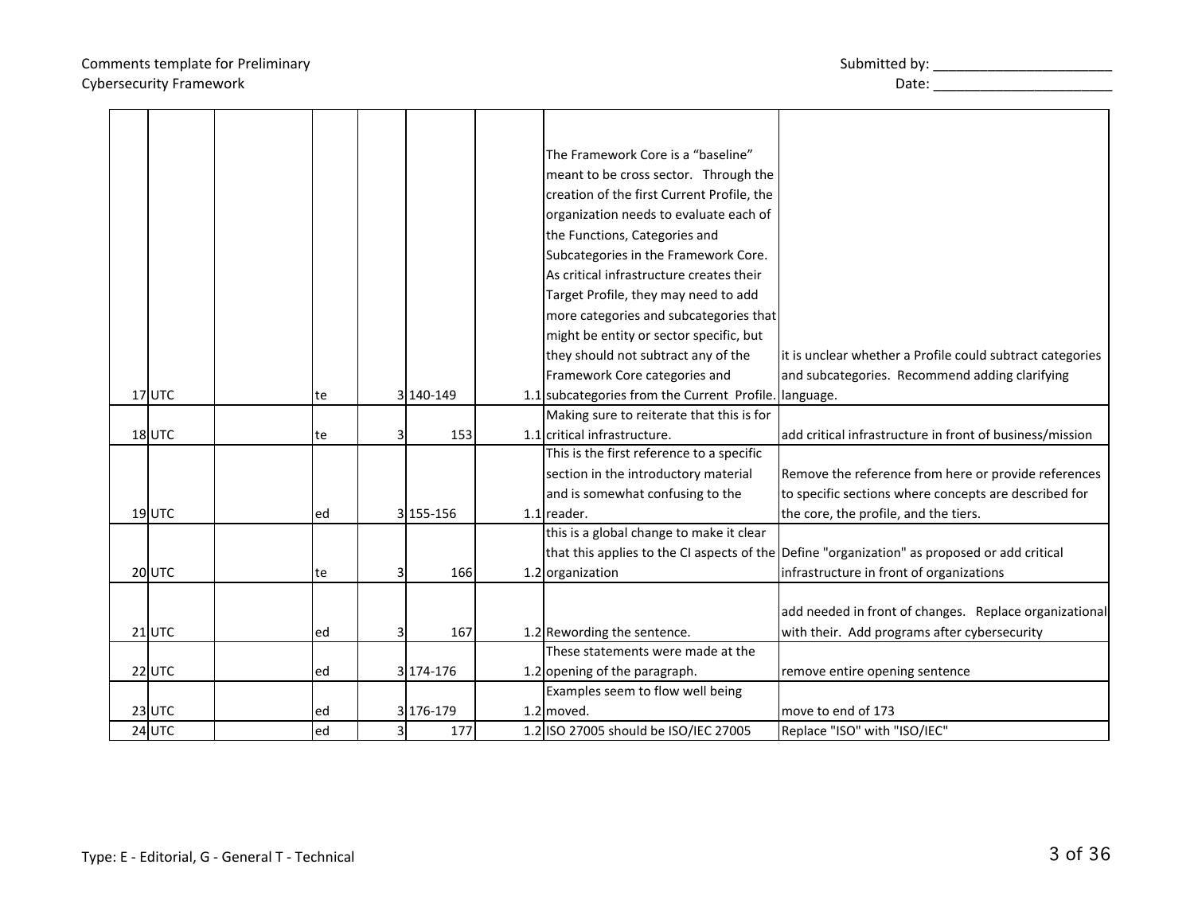| | | | | | | | | |
|---|---|---|---|---|---|---|---|---|
| 17 | UTC | | te | 3 | 140-149 | 1.1 | The Framework Core is a "baseline" meant to be cross sector. Through the creation of the first Current Profile, the organization needs to evaluate each of the Functions, Categories and Subcategories in the Framework Core. As critical infrastructure creates their Target Profile, they may need to add more categories and subcategories that might be entity or sector specific, but they should not subtract any of the Framework Core categories and subcategories from the Current Profile. | it is unclear whether a Profile could subtract categories and subcategories. Recommend adding clarifying language. |
| 18 | UTC | | te | 3 | 153 | 1.1 | Making sure to reiterate that this is for critical infrastructure. | add critical infrastructure in front of business/mission |
| 19 | UTC | | ed | 3 | 155-156 | 1.1 | This is the first reference to a specific section in the introductory material and is somewhat confusing to the reader. | Remove the reference from here or provide references to specific sections where concepts are described for the core, the profile, and the tiers. |
| 20 | UTC | | te | 3 | 166 | 1.2 | this is a global change to make it clear that this applies to the CI aspects of the organization | Define "organization" as proposed or add critical infrastructure in front of organizations |
| 21 | UTC | | ed | 3 | 167 | 1.2 | Rewording the sentence. | add needed in front of changes. Replace organizational with their. Add programs after cybersecurity |
| 22 | UTC | | ed | 3 | 174-176 | 1.2 | These statements were made at the opening of the paragraph. | remove entire opening sentence |
| 23 | UTC | | ed | 3 | 176-179 | 1.2 | Examples seem to flow well being moved. | move to end of 173 |
| 24 | UTC | | ed | 3 | 177 | 1.2 | ISO 27005 should be ISO/IEC 27005 | Replace "ISO" with "ISO/IEC" |

Type: E - Editorial, G - General T - Technical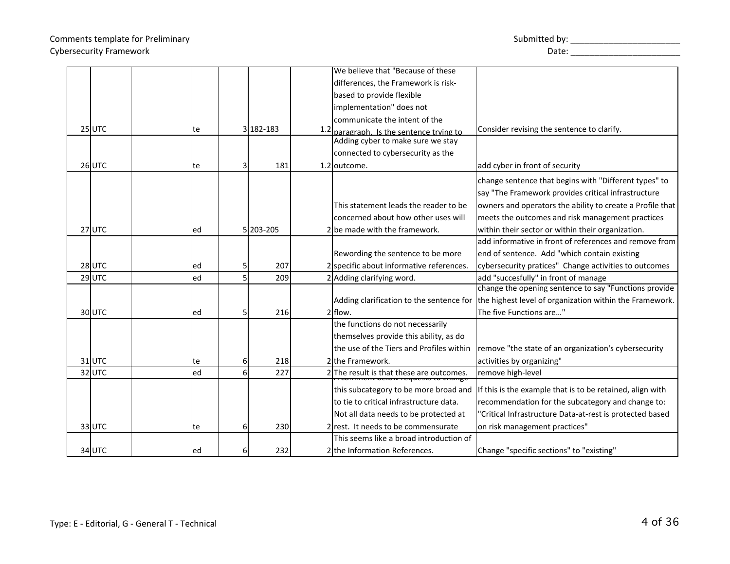| | | | | | | | | |
|---|---|---|---|---|---|---|---|---|
| 25 | UTC | | te | 3 | 182-183 | 1.2 | We believe that "Because of these differences, the Framework is risk-based to provide flexible implementation" does not communicate the intent of the paragraph. Is the sentence trying to | Consider revising the sentence to clarify. |
| 26 | UTC | | te | 3 | 181 | 1.2 | Adding cyber to make sure we stay connected to cybersecurity as the outcome. | add cyber in front of security |
| 27 | UTC | | ed | 5 | 203-205 | 2 | This statement leads the reader to be concerned about how other uses will be made with the framework. | change sentence that begins with "Different types" to say "The Framework provides critical infrastructure owners and operators the ability to create a Profile that meets the outcomes and risk management practices within their sector or within their organization. |
| 28 | UTC | | ed | 5 | 207 | 2 | Rewording the sentence to be more specific about informative references. | add informative in front of references and remove from end of sentence. Add "which contain existing cybersecurity pratices" Change activities to outcomes |
| 29 | UTC | | ed | 5 | 209 | 2 | Adding clarifying word. | add "succesfully" in front of manage |
| 30 | UTC | | ed | 5 | 216 | 2 | Adding clarification to the sentence for flow. | change the opening sentence to say "Functions provide the highest level of organization within the Framework. The five Functions are..." |
| 31 | UTC | | te | 6 | 218 | 2 | the functions do not necessarily themselves provide this ability, as do the use of the Tiers and Profiles within the Framework. | remove "the state of an organization's cybersecurity activities by organizing" |
| 32 | UTC | | ed | 6 | 227 | 2 | The result is that these are outcomes. | remove high-level |
| 33 | UTC | | te | 6 | 230 | 2 | A comment below requests to change this subcategory to be more broad and to tie to critical infrastructure data. Not all data needs to be protected at rest. It needs to be commensurate | If this is the example that is to be retained, align with recommendation for the subcategory and change to: "Critical Infrastructure Data-at-rest is protected based on risk management practices" |
| 34 | UTC | | ed | 6 | 232 | 2 | This seems like a broad introduction of the Information References. | Change "specific sections" to "existing" |

Type: E - Editorial, G - General T - Technical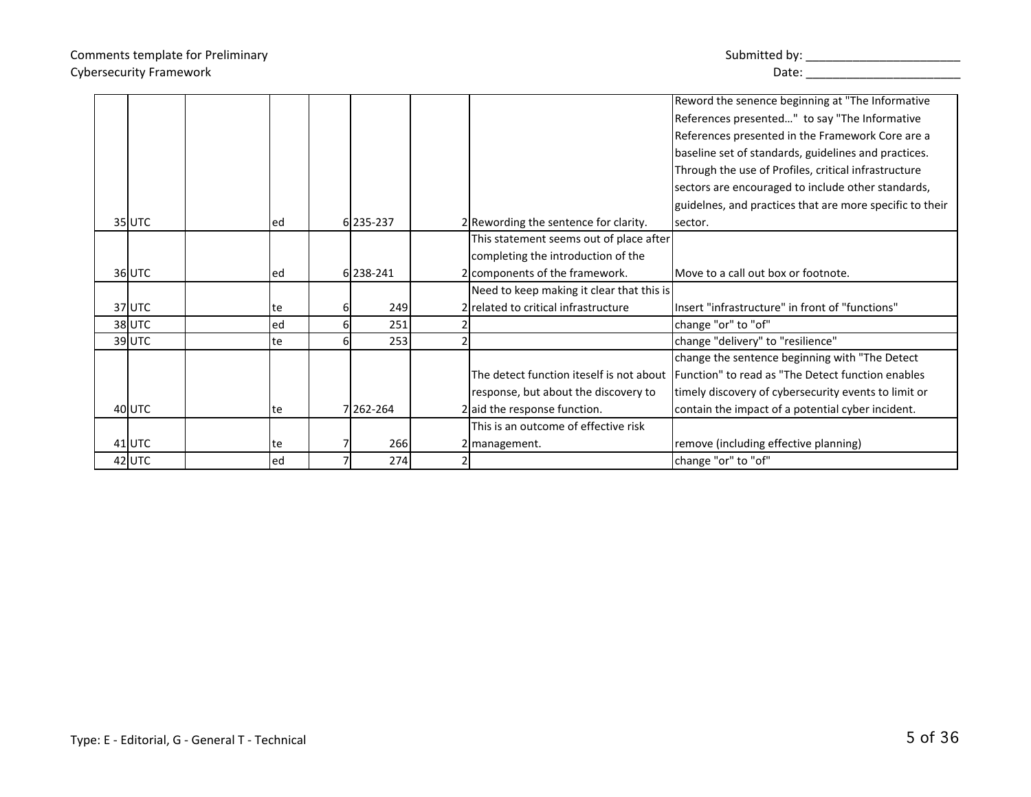| | | | | | | | | |
|---|---|---|---|---|---|---|---|---|
| 35 | UTC | | ed | 6 | 235-237 | 2 | Rewording the sentence for clarity. | Reword the senence beginning at "The Informative References presented..." to say "The Informative References presented in the Framework Core are a baseline set of standards, guidelines and practices. Through the use of Profiles, critical infrastructure sectors are encouraged to include other standards, guidelnes, and practices that are more specific to their sector. |
| 36 | UTC | | ed | 6 | 238-241 | 2 | This statement seems out of place after completing the introduction of the components of the framework. | Move to a call out box or footnote. |
| 37 | UTC | | te | 6 | 249 | 2 | Need to keep making it clear that this is related to critical infrastructure | Insert "infrastructure" in front of "functions" |
| 38 | UTC | | ed | 6 | 251 | 2 | | change "or" to "of" |
| 39 | UTC | | te | 6 | 253 | 2 | | change "delivery" to "resilience" |
| 40 | UTC | | te | 7 | 262-264 | 2 | The detect function iteself is not about response, but about the discovery to aid the response function. | change the sentence beginning with "The Detect Function" to read as "The Detect function enables timely discovery of cybersecurity events to limit or contain the impact of a potential cyber incident. |
| 41 | UTC | | te | 7 | 266 | 2 | This is an outcome of effective risk management. | remove (including effective planning) |
| 42 | UTC | | ed | 7 | 274 | 2 | | change "or" to "of" |

Type: E - Editorial, G - General T - Technical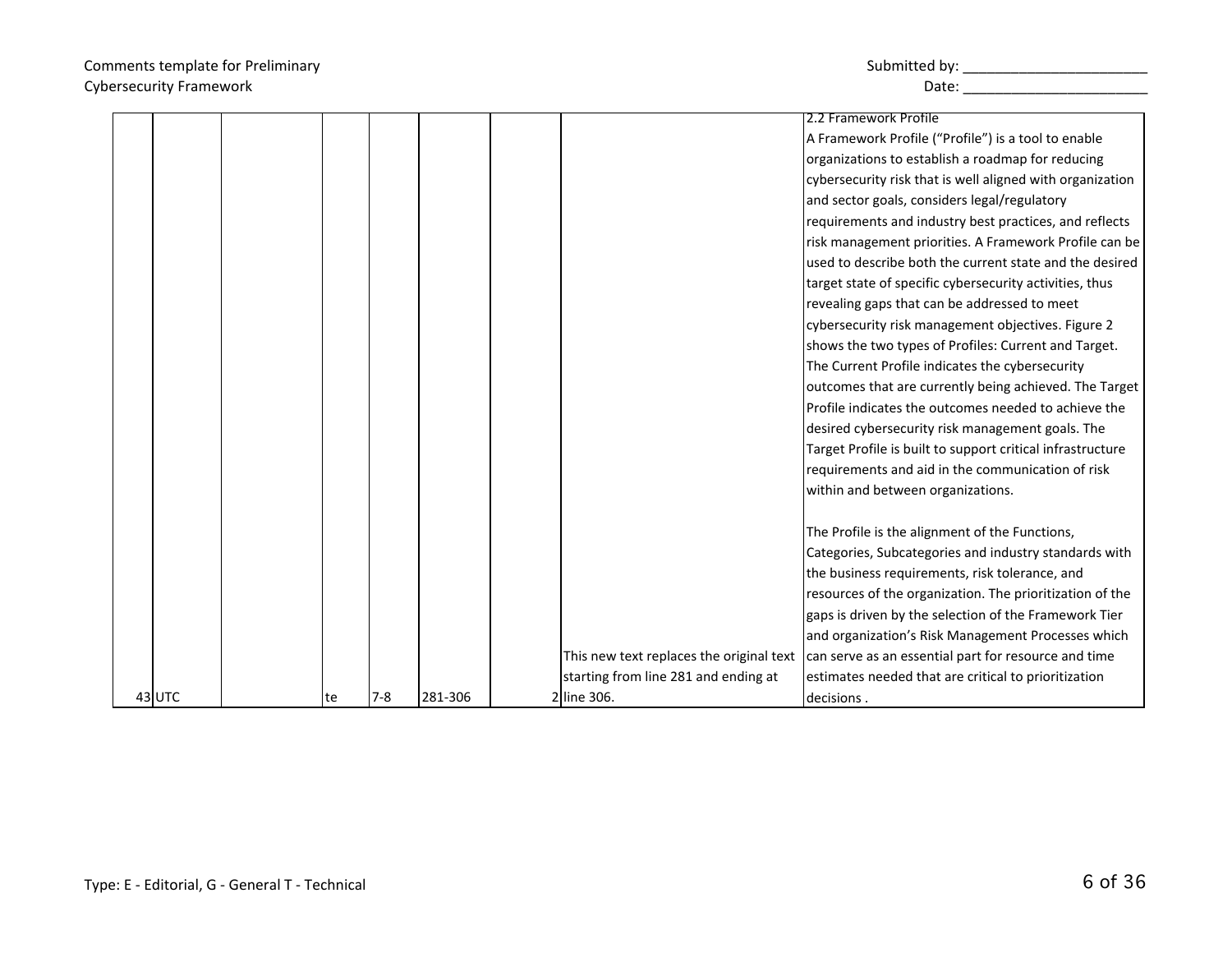| | | | | | | | | |
|---|---|---|---|---|---|---|---|---|
| 43 | UTC | | te | 7-8 | 281-306 | 2 | This new text replaces the original text starting from line 281 and ending at line 306. | 2.2 Framework Profile<br>A Framework Profile ("Profile") is a tool to enable organizations to establish a roadmap for reducing cybersecurity risk that is well aligned with organization and sector goals, considers legal/regulatory requirements and industry best practices, and reflects risk management priorities. A Framework Profile can be used to describe both the current state and the desired target state of specific cybersecurity activities, thus revealing gaps that can be addressed to meet cybersecurity risk management objectives. Figure 2 shows the two types of Profiles: Current and Target. The Current Profile indicates the cybersecurity outcomes that are currently being achieved. The Target Profile indicates the outcomes needed to achieve the desired cybersecurity risk management goals. The Target Profile is built to support critical infrastructure requirements and aid in the communication of risk within and between organizations.<br><br>The Profile is the alignment of the Functions, Categories, Subcategories and industry standards with the business requirements, risk tolerance, and resources of the organization. The prioritization of the gaps is driven by the selection of the Framework Tier and organization's Risk Management Processes which can serve as an essential part for resource and time estimates needed that are critical to prioritization decisions . |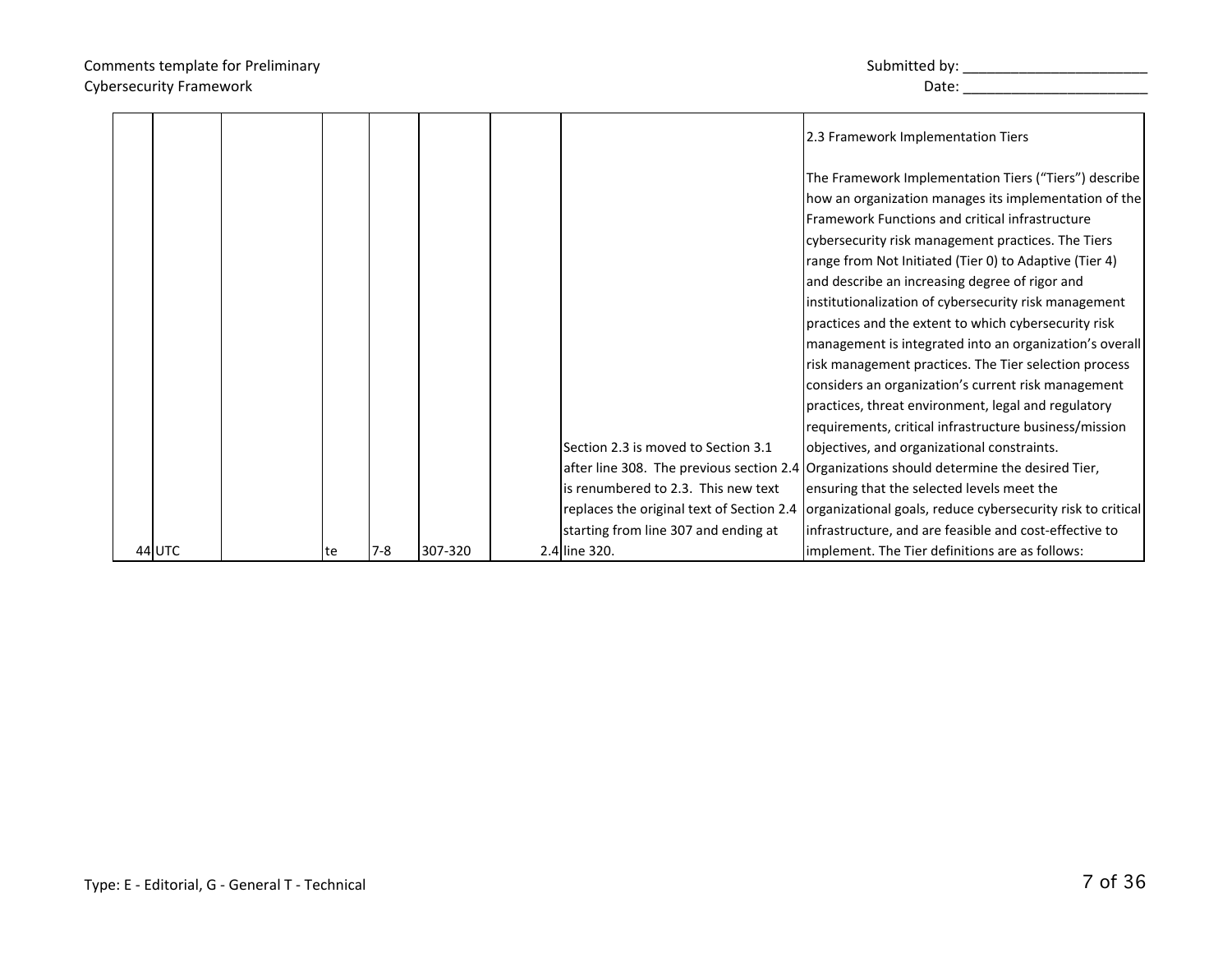| | | | | | | | | |
|---|---|---|---|---|---|---|---|---|
| 44 | UTC | | te | 7-8 | 307-320 | 2.4 | Section 2.3 is moved to Section 3.1 after line 308. The previous section 2.4 is renumbered to 2.3. This new text replaces the original text of Section 2.4 starting from line 307 and ending at line 320. | 2.3 Framework Implementation Tiers<br><br>The Framework Implementation Tiers ("Tiers") describe how an organization manages its implementation of the Framework Functions and critical infrastructure cybersecurity risk management practices. The Tiers range from Not Initiated (Tier 0) to Adaptive (Tier 4) and describe an increasing degree of rigor and institutionalization of cybersecurity risk management practices and the extent to which cybersecurity risk management is integrated into an organization's overall risk management practices. The Tier selection process considers an organization's current risk management practices, threat environment, legal and regulatory requirements, critical infrastructure business/mission objectives, and organizational constraints. Organizations should determine the desired Tier, ensuring that the selected levels meet the organizational goals, reduce cybersecurity risk to critical infrastructure, and are feasible and cost-effective to implement. The Tier definitions are as follows: |

Type: E - Editorial, G - General T - Technical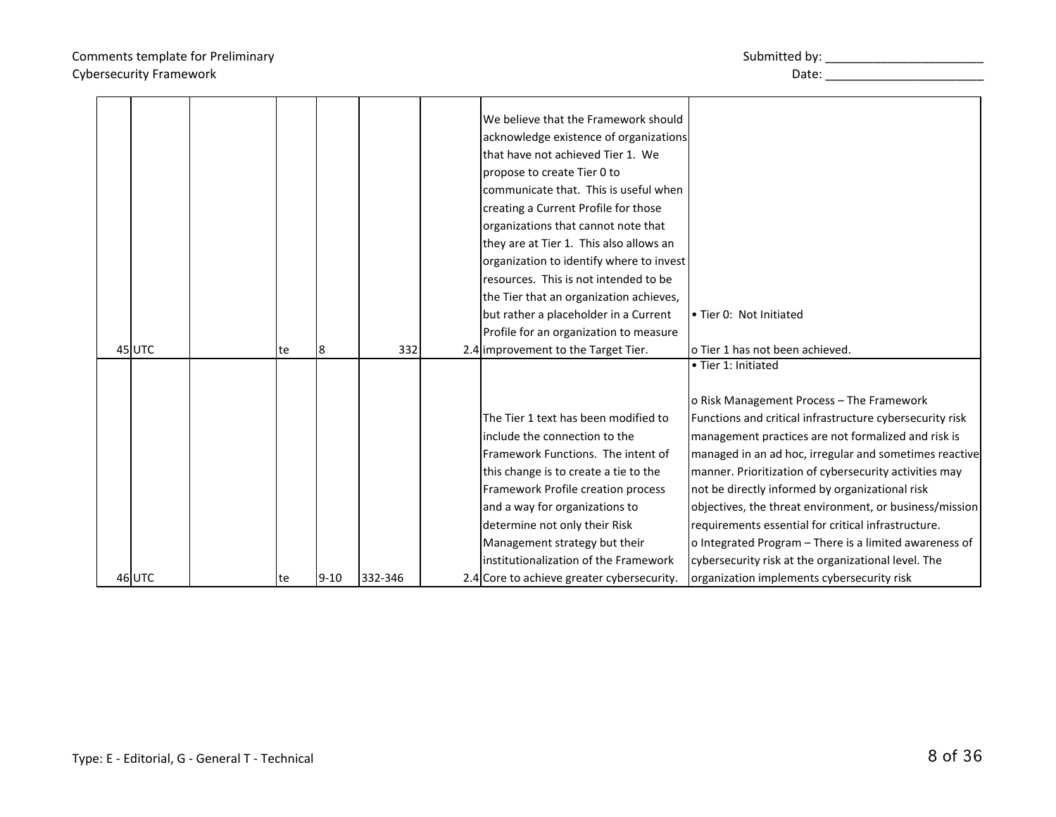| | | | | | | | | |
|---|---|---|---|---|---|---|---|---|
| 45 | UTC | | te | 8 | 332 | 2.4 | We believe that the Framework should acknowledge existence of organizations that have not achieved Tier 1. We propose to create Tier 0 to communicate that. This is useful when creating a Current Profile for those organizations that cannot note that they are at Tier 1. This also allows an organization to identify where to invest resources. This is not intended to be the Tier that an organization achieves, but rather a placeholder in a Current Profile for an organization to measure improvement to the Target Tier. | • Tier 0: Not Initiated<br><br>o Tier 1 has not been achieved. |
| 46 | UTC | | te | 9-10 | 332-346 | 2.4 | The Tier 1 text has been modified to include the connection to the Framework Functions. The intent of this change is to create a tie to the Framework Profile creation process and a way for organizations to determine not only their Risk Management strategy but their institutionalization of the Framework Core to achieve greater cybersecurity. | • Tier 1: Initiated<br><br>o Risk Management Process – The Framework Functions and critical infrastructure cybersecurity risk management practices are not formalized and risk is managed in an ad hoc, irregular and sometimes reactive manner. Prioritization of cybersecurity activities may not be directly informed by organizational risk objectives, the threat environment, or business/mission requirements essential for critical infrastructure.<br>o Integrated Program – There is a limited awareness of cybersecurity risk at the organizational level. The organization implements cybersecurity risk |

Type: E - Editorial, G - General T - Technical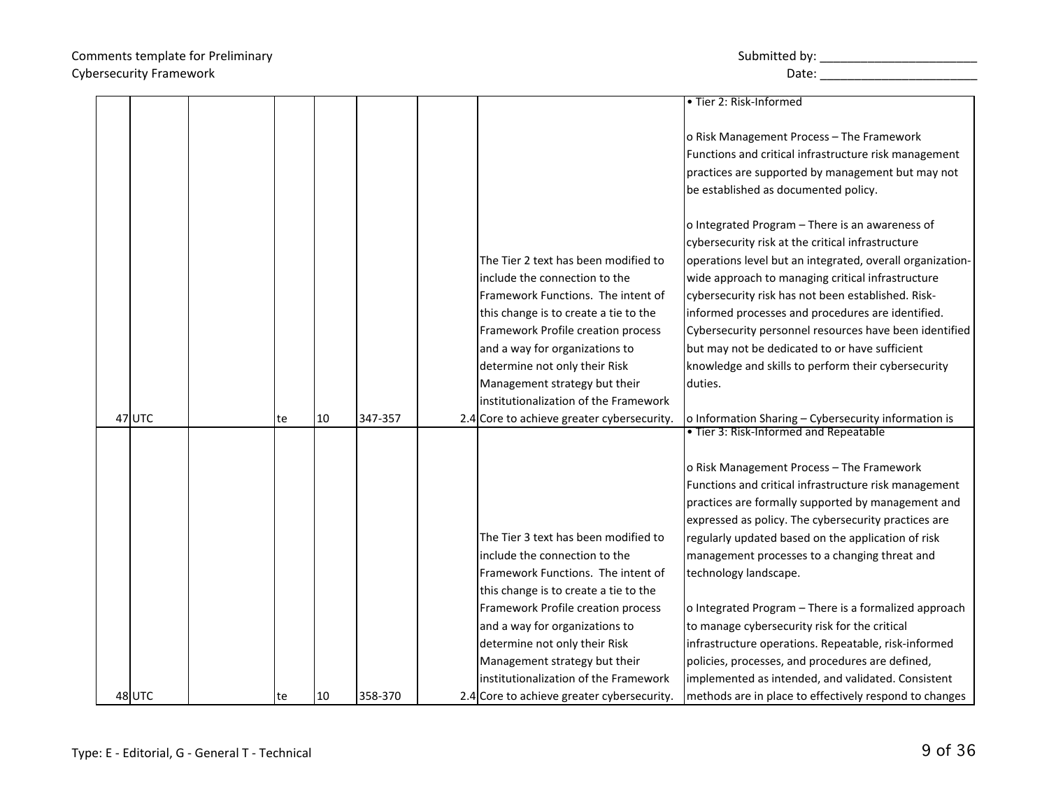| | | | | | | | | |
|---|---|---|---|---|---|---|---|---|
| 47 | UTC | | te | 10 | 347-357 | 2.4 | The Tier 2 text has been modified to include the connection to the Framework Functions. The intent of this change is to create a tie to the Framework Profile creation process and a way for organizations to determine not only their Risk Management strategy but their institutionalization of the Framework Core to achieve greater cybersecurity. | • Tier 2: Risk-Informed<br><br>o Risk Management Process – The Framework Functions and critical infrastructure risk management practices are supported by management but may not be established as documented policy.<br><br>o Integrated Program – There is an awareness of cybersecurity risk at the critical infrastructure operations level but an integrated, overall organization-wide approach to managing critical infrastructure cybersecurity risk has not been established. Risk-informed processes and procedures are identified. Cybersecurity personnel resources have been identified but may not be dedicated to or have sufficient knowledge and skills to perform their cybersecurity duties.<br><br>o Information Sharing – Cybersecurity information is |
| 48 | UTC | | te | 10 | 358-370 | 2.4 | The Tier 3 text has been modified to include the connection to the Framework Functions. The intent of this change is to create a tie to the Framework Profile creation process and a way for organizations to determine not only their Risk Management strategy but their institutionalization of the Framework Core to achieve greater cybersecurity. | • Tier 3: Risk-Informed and Repeatable<br><br>o Risk Management Process – The Framework Functions and critical infrastructure risk management practices are formally supported by management and expressed as policy. The cybersecurity practices are regularly updated based on the application of risk management processes to a changing threat and technology landscape.<br><br>o Integrated Program – There is a formalized approach to manage cybersecurity risk for the critical infrastructure operations. Repeatable, risk-informed policies, processes, and procedures are defined, implemented as intended, and validated. Consistent methods are in place to effectively respond to changes |

Type: E - Editorial, G - General T - Technical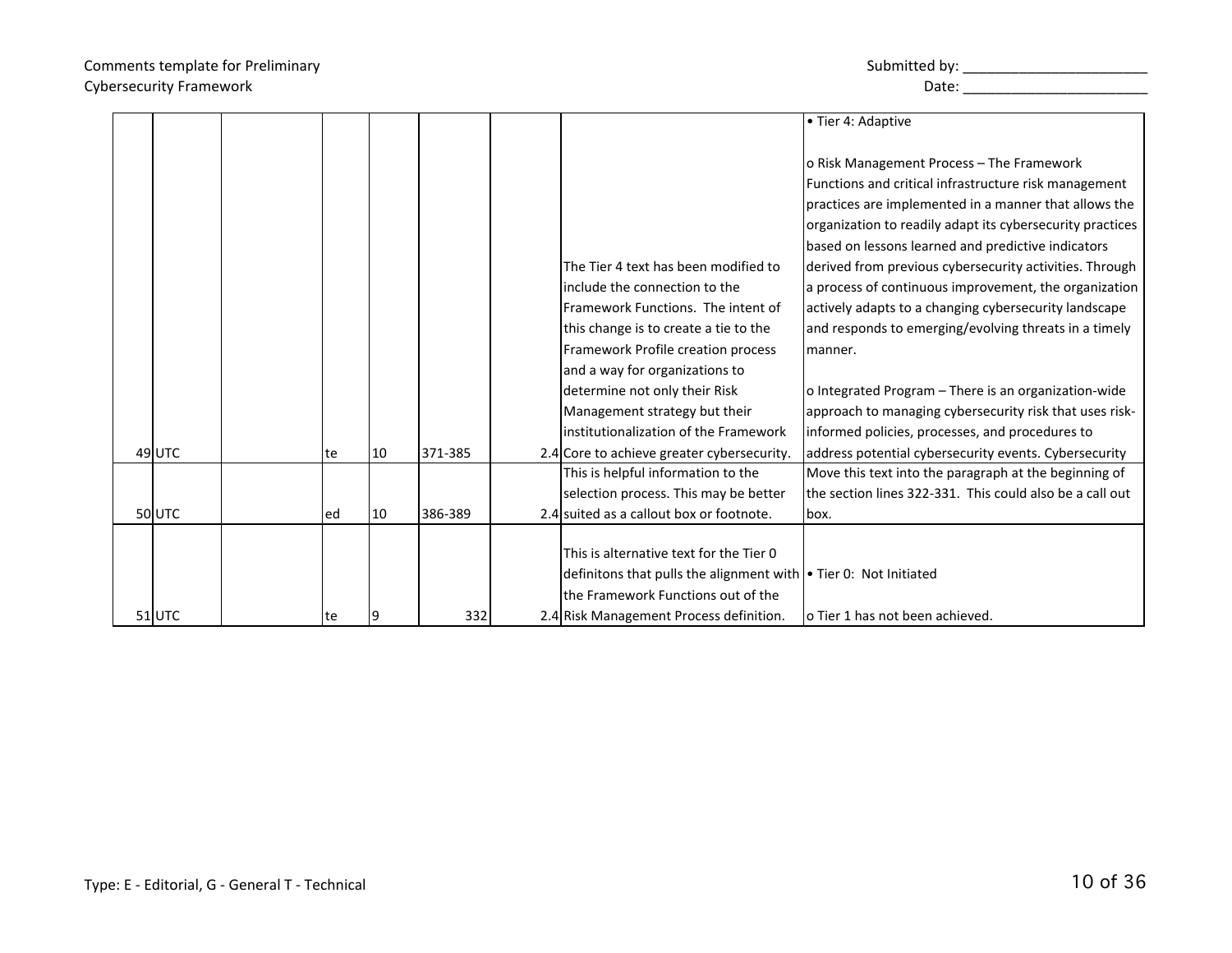| | | | | | | | | |
|---|---|---|---|---|---|---|---|---|
| 49 | UTC | | te | 10 | 371-385 | 2.4 | The Tier 4 text has been modified to include the connection to the Framework Functions. The intent of this change is to create a tie to the Framework Profile creation process and a way for organizations to determine not only their Risk Management strategy but their institutionalization of the Framework Core to achieve greater cybersecurity. | • Tier 4: Adaptive<br><br>o Risk Management Process – The Framework Functions and critical infrastructure risk management practices are implemented in a manner that allows the organization to readily adapt its cybersecurity practices based on lessons learned and predictive indicators derived from previous cybersecurity activities. Through a process of continuous improvement, the organization actively adapts to a changing cybersecurity landscape and responds to emerging/evolving threats in a timely manner.<br><br>o Integrated Program – There is an organization-wide approach to managing cybersecurity risk that uses risk-informed policies, processes, and procedures to address potential cybersecurity events. Cybersecurity |
| 50 | UTC | | ed | 10 | 386-389 | 2.4 | This is helpful information to the selection process. This may be better suited as a callout box or footnote. | Move this text into the paragraph at the beginning of the section lines 322-331. This could also be a call out box. |
| 51 | UTC | | te | 9 | 332 | 2.4 | This is alternative text for the Tier 0 definitons that pulls the alignment with the Framework Functions out of the Risk Management Process definition. | • Tier 0: Not Initiated<br><br>o Tier 1 has not been achieved. |

Type: E - Editorial, G - General T - Technical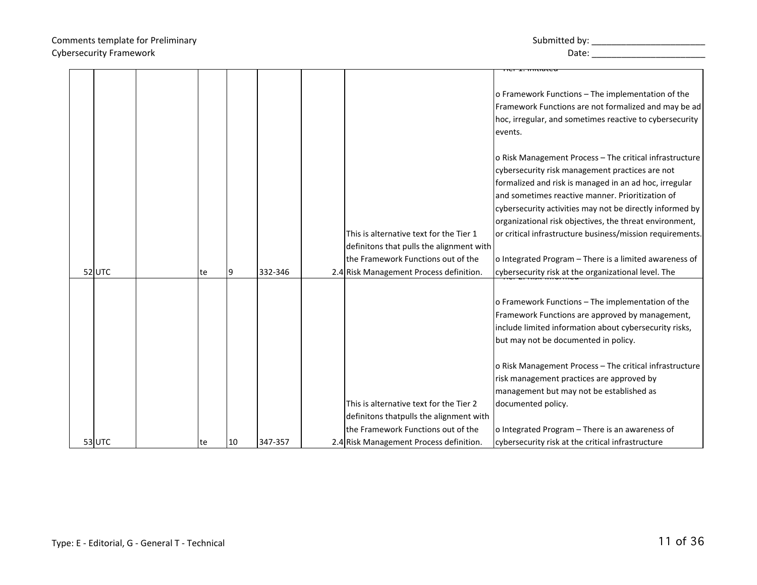| | | | | | | | | |
|---|---|---|---|---|---|---|---|---|
| 52 | UTC | | te | 9 | 332-346 | 2.4 | This is alternative text for the Tier 1 definitons that pulls the alignment with the Framework Functions out of the Risk Management Process definition. | Tier 1: Initiated<br><br>o Framework Functions – The implementation of the Framework Functions are not formalized and may be ad hoc, irregular, and sometimes reactive to cybersecurity events.<br><br>o Risk Management Process – The critical infrastructure cybersecurity risk management practices are not formalized and risk is managed in an ad hoc, irregular and sometimes reactive manner. Prioritization of cybersecurity activities may not be directly informed by organizational risk objectives, the threat environment, or critical infrastructure business/mission requirements.<br><br>o Integrated Program – There is a limited awareness of cybersecurity risk at the organizational level. The |
| 53 | UTC | | te | 10 | 347-357 | 2.4 | This is alternative text for the Tier 2 definitons thatpulls the alignment with the Framework Functions out of the Risk Management Process definition. | Tier 2: Risk Informed<br><br>o Framework Functions – The implementation of the Framework Functions are approved by management, include limited information about cybersecurity risks, but may not be documented in policy.<br><br>o Risk Management Process – The critical infrastructure risk management practices are approved by management but may not be established as documented policy.<br><br>o Integrated Program – There is an awareness of cybersecurity risk at the critical infrastructure |

Type: E - Editorial, G - General T - Technical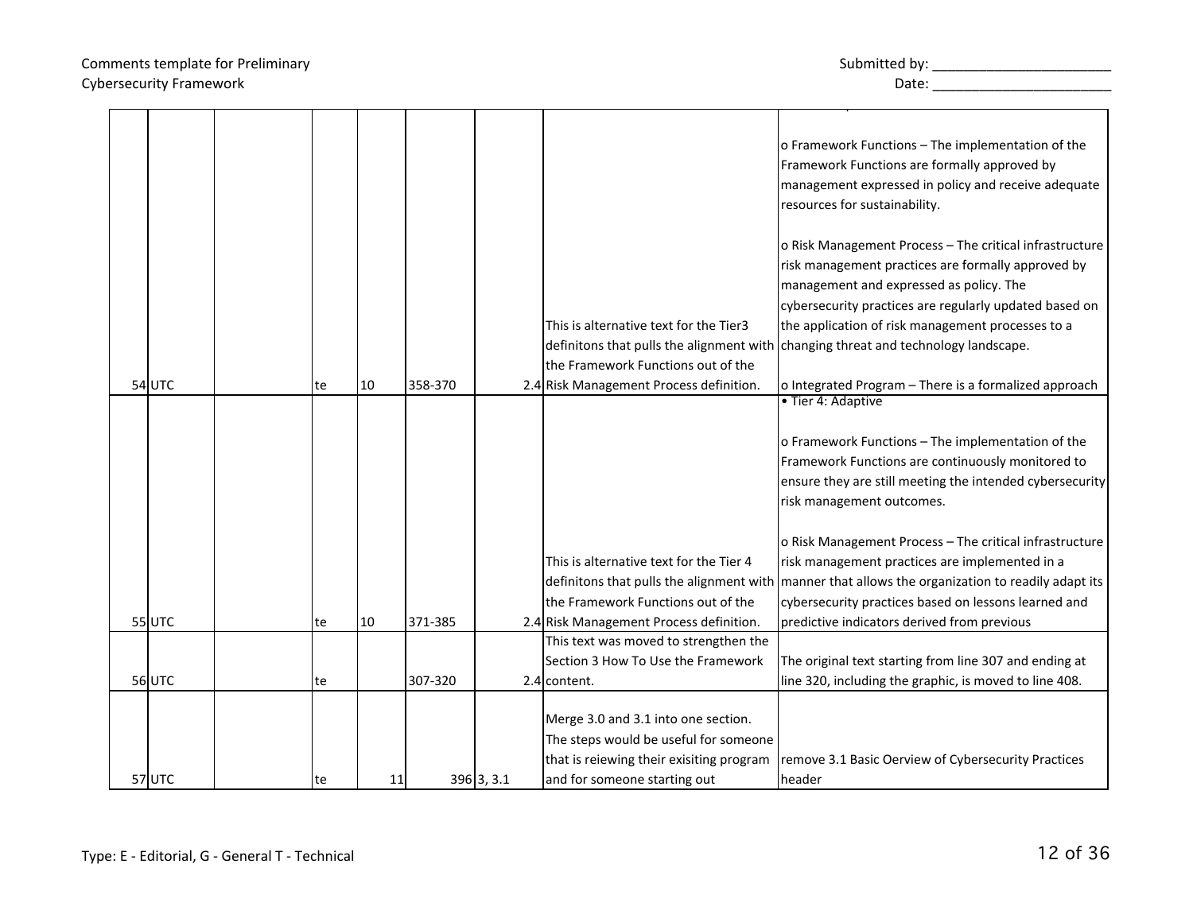| | | | | | | | | |
|---|---|---|---|---|---|---|---|---|
| 54 | UTC | | te | 10 | 358-370 | 2.4 | This is alternative text for the Tier3 definitons that pulls the alignment with the Framework Functions out of the Risk Management Process definition. | o Framework Functions – The implementation of the Framework Functions are formally approved by management expressed in policy and receive adequate resources for sustainability.<br><br>o Risk Management Process – The critical infrastructure risk management practices are formally approved by management and expressed as policy. The cybersecurity practices are regularly updated based on the application of risk management processes to a changing threat and technology landscape.<br><br>o Integrated Program – There is a formalized approach |
| 55 | UTC | | te | 10 | 371-385 | 2.4 | This is alternative text for the Tier 4 definitons that pulls the alignment with the Framework Functions out of the Risk Management Process definition. | • Tier 4: Adaptive<br><br>o Framework Functions – The implementation of the Framework Functions are continuously monitored to ensure they are still meeting the intended cybersecurity risk management outcomes.<br><br>o Risk Management Process – The critical infrastructure risk management practices are implemented in a manner that allows the organization to readily adapt its cybersecurity practices based on lessons learned and predictive indicators derived from previous |
| 56 | UTC | | te | | 307-320 | 2.4 | This text was moved to strengthen the Section 3 How To Use the Framework content. | The original text starting from line 307 and ending at line 320, including the graphic, is moved to line 408. |
| 57 | UTC | | te | 11 | 396 | 3, 3.1 | Merge 3.0 and 3.1 into one section. The steps would be useful for someone that is reiewing their exisiting program and for someone starting out | remove 3.1 Basic Oerview of Cybersecurity Practices header |

Type: E - Editorial, G - General T - Technical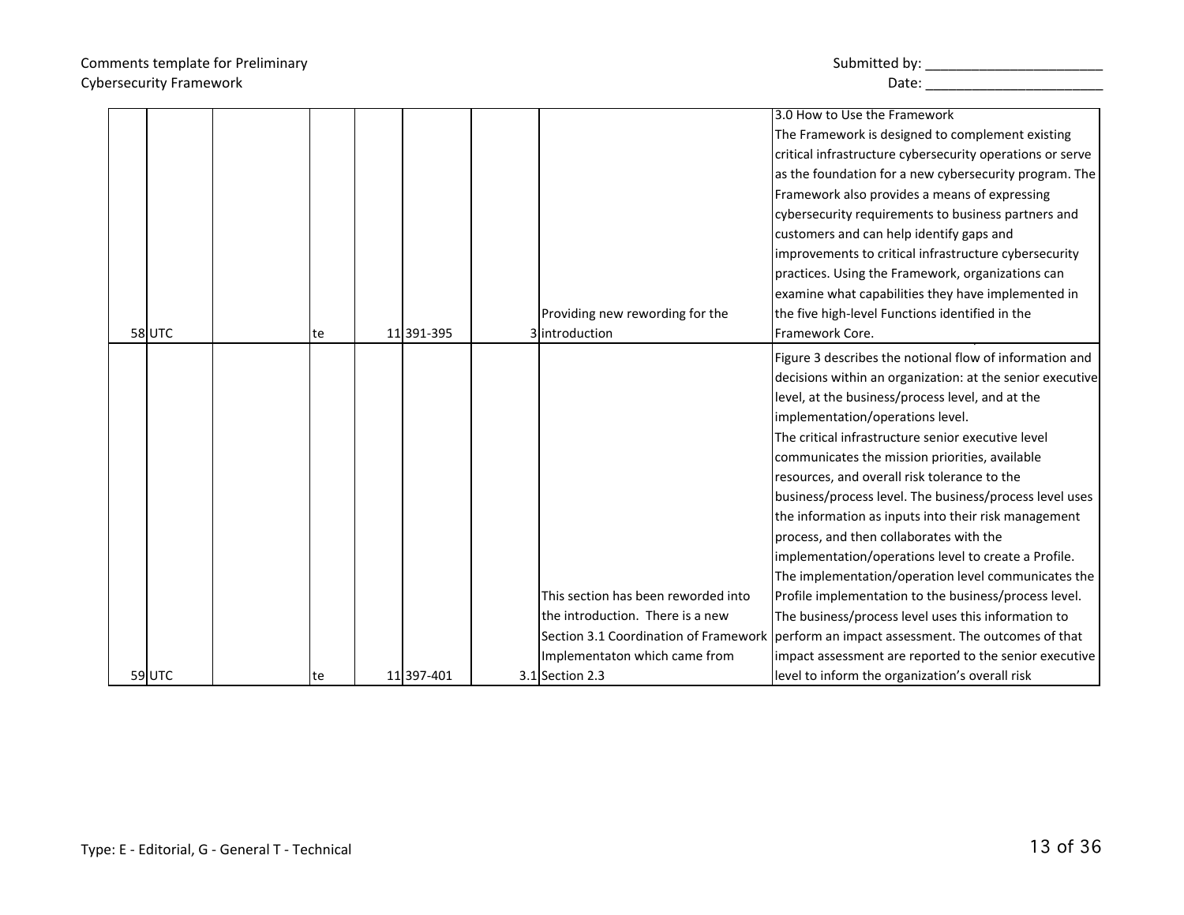| | | | | | | | | |
|---|---|---|---|---|---|---|---|---|
| 58 | UTC | | te | 11 | 391-395 | 3 | Providing new rewording for the introduction | 3.0 How to Use the Framework The Framework is designed to complement existing critical infrastructure cybersecurity operations or serve as the foundation for a new cybersecurity program. The Framework also provides a means of expressing cybersecurity requirements to business partners and customers and can help identify gaps and improvements to critical infrastructure cybersecurity practices. Using the Framework, organizations can examine what capabilities they have implemented in the five high-level Functions identified in the Framework Core. |
| 59 | UTC | | te | 11 | 397-401 | 3.1 | This section has been reworded into the introduction. There is a new Section 3.1 Coordination of Framework Implementaton which came from Section 2.3 | Figure 3 describes the notional flow of information and decisions within an organization: at the senior executive level, at the business/process level, and at the implementation/operations level. The critical infrastructure senior executive level communicates the mission priorities, available resources, and overall risk tolerance to the business/process level. The business/process level uses the information as inputs into their risk management process, and then collaborates with the implementation/operations level to create a Profile. The implementation/operation level communicates the Profile implementation to the business/process level. The business/process level uses this information to perform an impact assessment. The outcomes of that impact assessment are reported to the senior executive level to inform the organization's overall risk |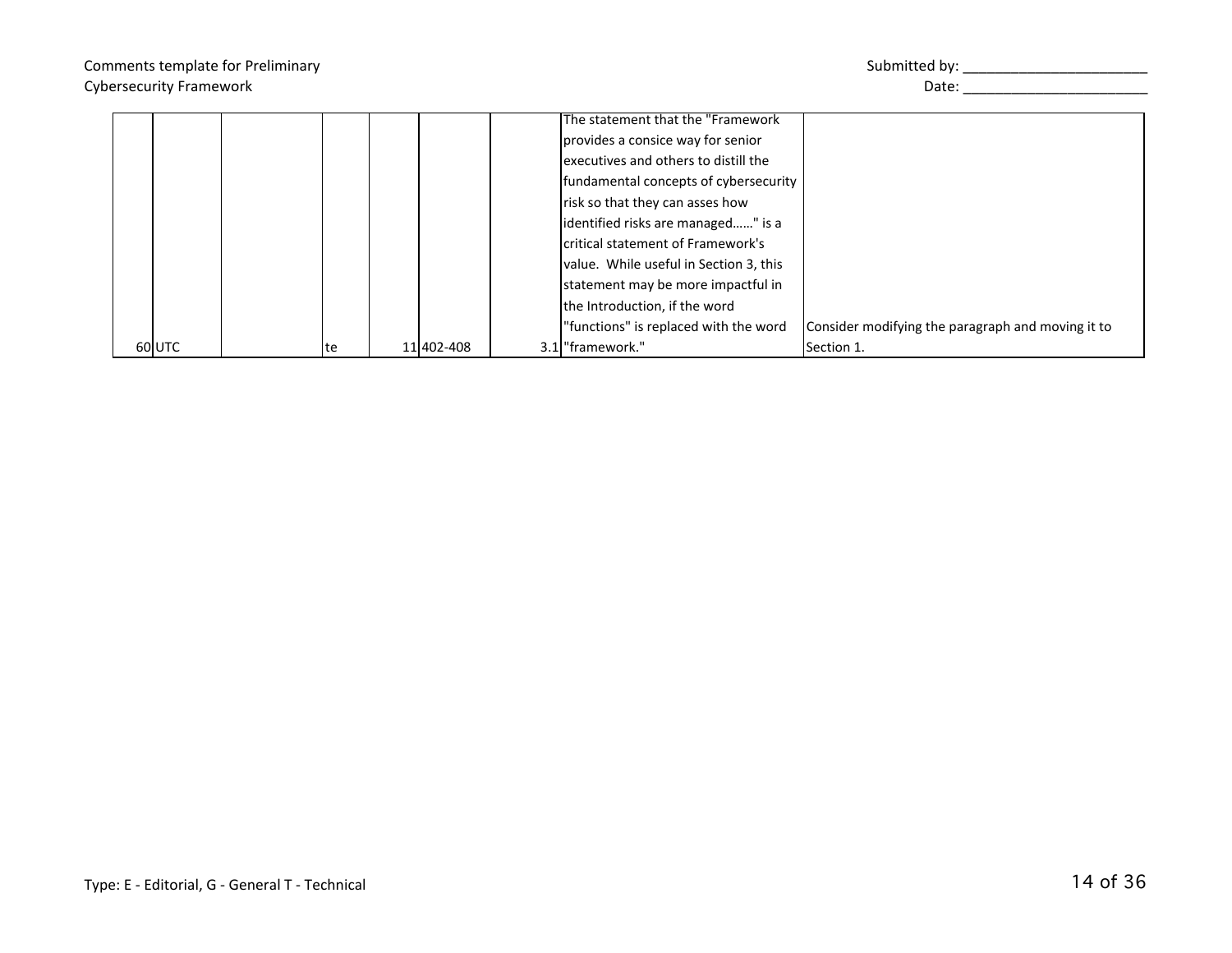| | | | | | | | | |
|---|---|---|---|---|---|---|---|---|
| 60 | UTC | | te | 11 | 402-408 | 3.1 | The statement that the "Framework provides a consice way for senior executives and others to distill the fundamental concepts of cybersecurity risk so that they can asses how identified risks are managed……" is a critical statement of Framework's value. While useful in Section 3, this statement may be more impactful in the Introduction, if the word "functions" is replaced with the word "framework." | Consider modifying the paragraph and moving it to Section 1. |

Type: E - Editorial, G - General T - Technical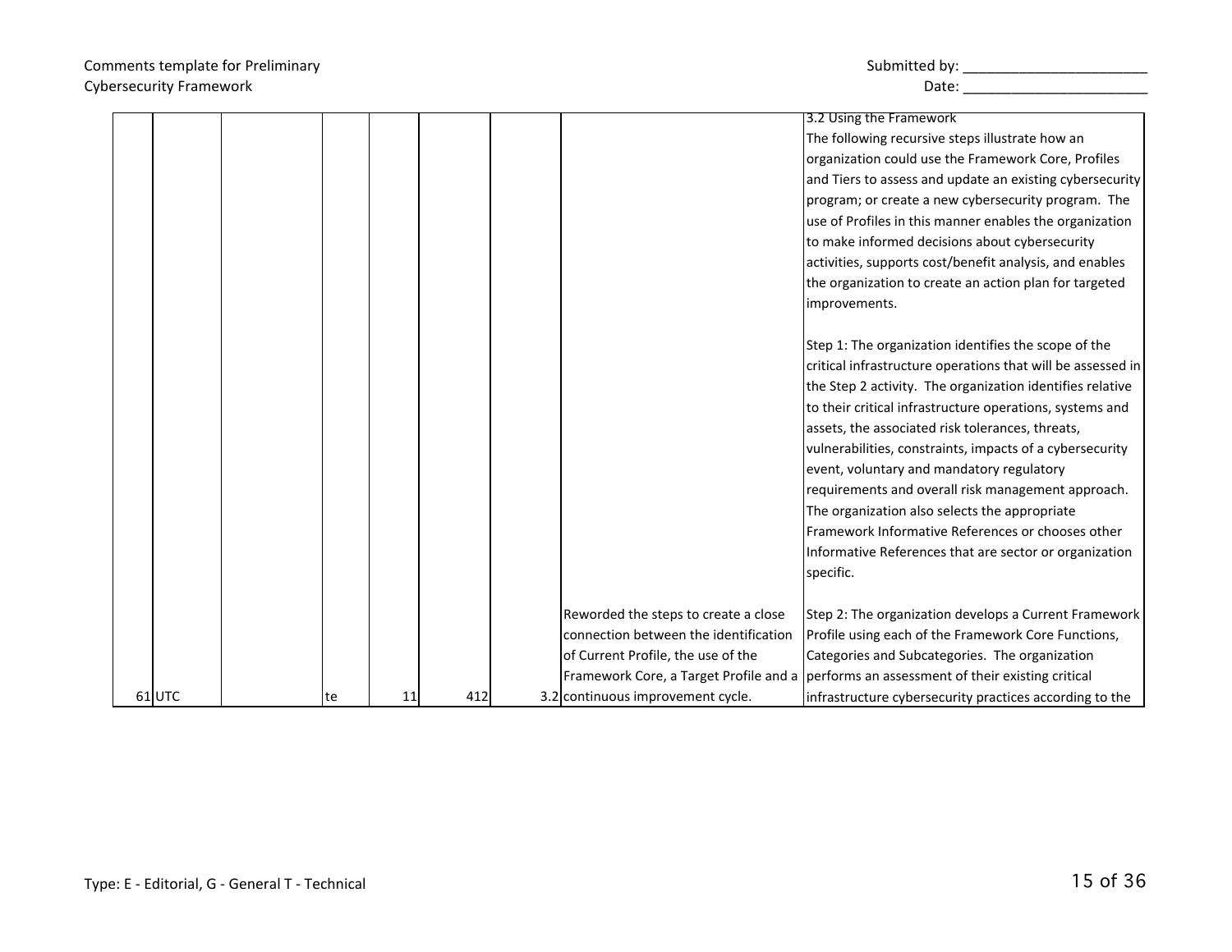| | | | | | | | | |
|---|---|---|---|---|---|---|---|---|
| 61 | UTC | | te | 11 | 412 | 3.2 | Reworded the steps to create a close connection between the identification of Current Profile, the use of the Framework Core, a Target Profile and a continuous improvement cycle. | 3.2 Using the Framework<br>The following recursive steps illustrate how an organization could use the Framework Core, Profiles and Tiers to assess and update an existing cybersecurity program; or create a new cybersecurity program. The use of Profiles in this manner enables the organization to make informed decisions about cybersecurity activities, supports cost/benefit analysis, and enables the organization to create an action plan for targeted improvements.<br><br>Step 1: The organization identifies the scope of the critical infrastructure operations that will be assessed in the Step 2 activity. The organization identifies relative to their critical infrastructure operations, systems and assets, the associated risk tolerances, threats, vulnerabilities, constraints, impacts of a cybersecurity event, voluntary and mandatory regulatory requirements and overall risk management approach. The organization also selects the appropriate Framework Informative References or chooses other Informative References that are sector or organization specific.<br><br>Step 2: The organization develops a Current Framework Profile using each of the Framework Core Functions, Categories and Subcategories. The organization performs an assessment of their existing critical infrastructure cybersecurity practices according to the |

Type: E - Editorial, G - General T - Technical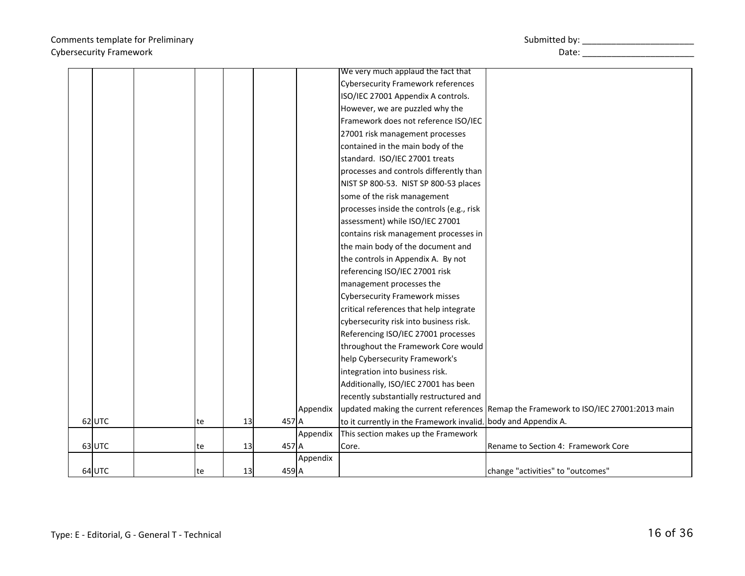| | | | | | | | | |
|---|---|---|---|---|---|---|---|---|
| 62 | UTC | | te | 13 | 457 | Appendix A | We very much applaud the fact that Cybersecurity Framework references ISO/IEC 27001 Appendix A controls. However, we are puzzled why the Framework does not reference ISO/IEC 27001 risk management processes contained in the main body of the standard. ISO/IEC 27001 treats processes and controls differently than NIST SP 800-53. NIST SP 800-53 places some of the risk management processes inside the controls (e.g., risk assessment) while ISO/IEC 27001 contains risk management processes in the main body of the document and the controls in Appendix A. By not referencing ISO/IEC 27001 risk management processes the Cybersecurity Framework misses critical references that help integrate cybersecurity risk into business risk. Referencing ISO/IEC 27001 processes throughout the Framework Core would help Cybersecurity Framework's integration into business risk. Additionally, ISO/IEC 27001 has been recently substantially restructured and updated making the current references to it currently in the Framework invalid. | Remap the Framework to ISO/IEC 27001:2013 main body and Appendix A. |
| 63 | UTC | | te | 13 | 457 | Appendix A | This section makes up the Framework Core. | Rename to Section 4: Framework Core |
| 64 | UTC | | te | 13 | 459 | Appendix A | | change "activities" to "outcomes" |

Type: E - Editorial, G - General T - Technical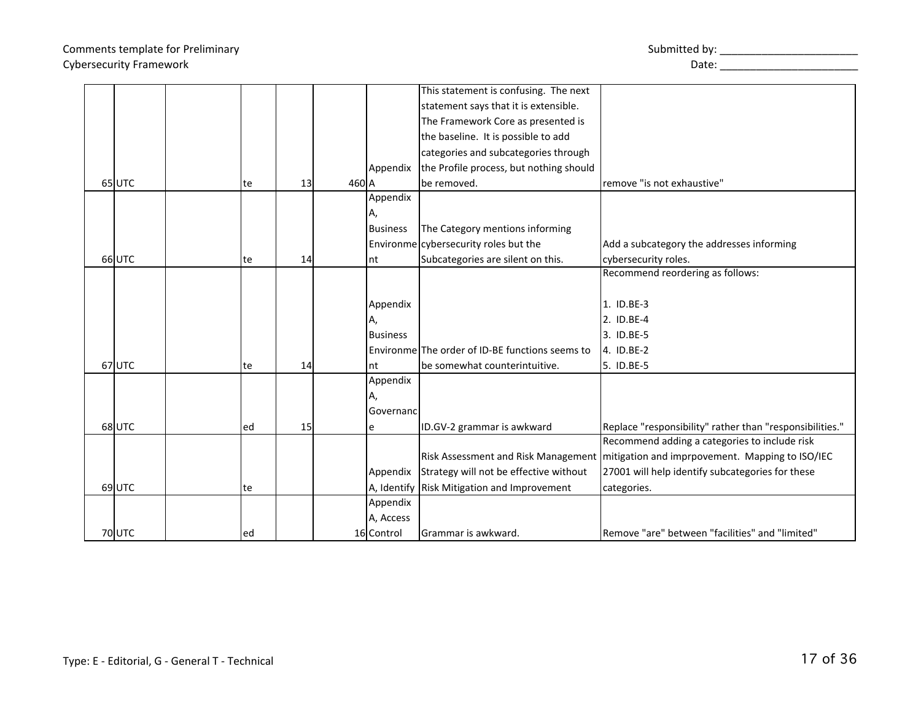| | | | | | | | | |
|---|---|---|---|---|---|---|---|---|
| 65 | UTC | | te | 13 | 460 | Appendix A | This statement is confusing. The next statement says that it is extensible. The Framework Core as presented is the baseline. It is possible to add categories and subcategories through the Profile process, but nothing should be removed. | remove "is not exhaustive" |
| 66 | UTC | | te | 14 | | Appendix A, Business Environment | The Category mentions informing cybersecurity roles but the Subcategories are silent on this. | Add a subcategory the addresses informing cybersecurity roles. |
| 67 | UTC | | te | 14 | | Appendix A, Business Environment | The order of ID-BE functions seems to be somewhat counterintuitive. | Recommend reordering as follows:<br><br>1. ID.BE-3<br>2. ID.BE-4<br>3. ID.BE-5<br>4. ID.BE-2<br>5. ID.BE-5 |
| 68 | UTC | | ed | 15 | | Appendix A, Governance | ID.GV-2 grammar is awkward | Replace "responsibility" rather than "responsibilities." |
| 69 | UTC | | te | | | Appendix A, Identify | Risk Assessment and Risk Management Strategy will not be effective without Risk Mitigation and Improvement | Recommend adding a categories to include risk mitigation and imprpovement. Mapping to ISO/IEC 27001 will help identify subcategories for these categories. |
| 70 | UTC | | ed | | 16 | Appendix A, Access Control | Grammar is awkward. | Remove "are" between "facilities" and "limited" |

Type: E - Editorial, G - General T - Technical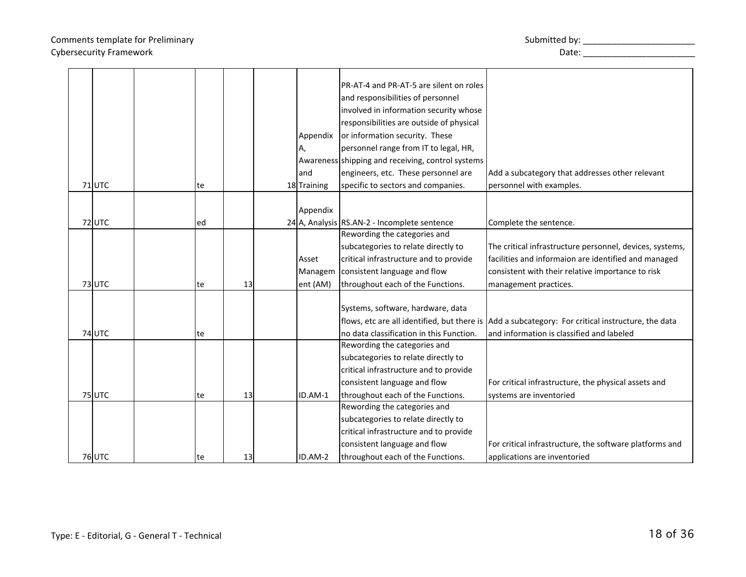| | | | | | | | | |
|---|---|---|---|---|---|---|---|---|
| 71 | UTC | | te | | | 18 | Appendix A, Awareness and Training | PR-AT-4 and PR-AT-5 are silent on roles and responsibilities of personnel involved in information security whose responsibilities are outside of physical or information security. These personnel range from IT to legal, HR, shipping and receiving, control systems engineers, etc. These personnel are specific to sectors and companies. | Add a subcategory that addresses other relevant personnel with examples. |
| 72 | UTC | | ed | | | 24 | Appendix A, Analysis | RS.AN-2 - Incomplete sentence | Complete the sentence. |
| 73 | UTC | | te | 13 | | | Asset Management (AM) | Rewording the categories and subcategories to relate directly to critical infrastructure and to provide consistent language and flow throughout each of the Functions. | The critical infrastructure personnel, devices, systems, facilities and informaion are identified and managed consistent with their relative importance to risk management practices. |
| 74 | UTC | | te | | | | | Systems, software, hardware, data flows, etc are all identified, but there is no data classification in this Function. | Add a subcategory: For critical instructure, the data and information is classified and labeled |
| 75 | UTC | | te | 13 | | | ID.AM-1 | Rewording the categories and subcategories to relate directly to critical infrastructure and to provide consistent language and flow throughout each of the Functions. | For critical infrastructure, the physical assets and systems are inventoried |
| 76 | UTC | | te | 13 | | | ID.AM-2 | Rewording the categories and subcategories to relate directly to critical infrastructure and to provide consistent language and flow throughout each of the Functions. | For critical infrastructure, the software platforms and applications are inventoried |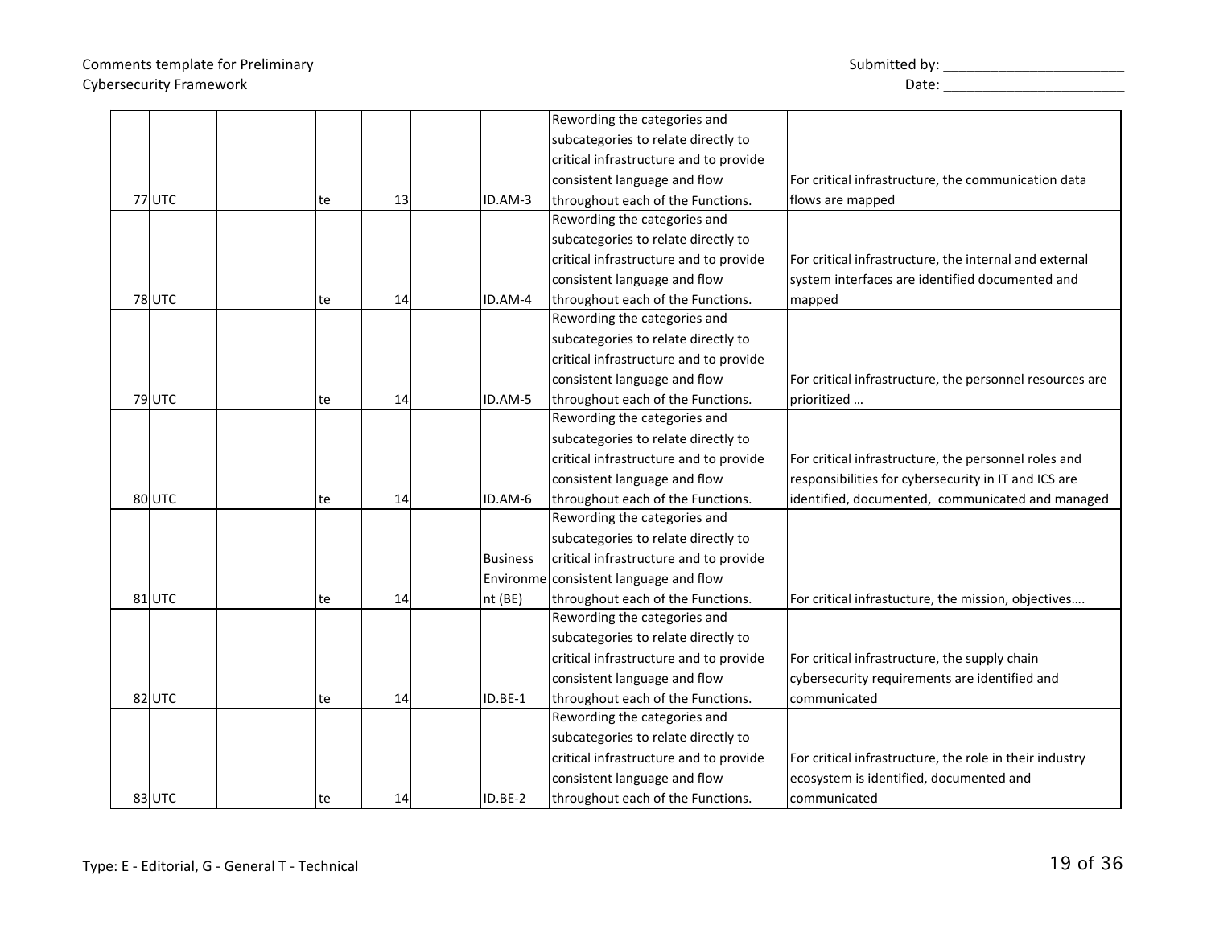Comments template for Preliminary Cybersecurity Framework

Submitted by: _______________________

Date: _______________________

| | | | | | | | | |
|---|---|---|---|---|---|---|---|---|
| 77 | UTC | | te | 13 | | ID.AM-3 | Rewording the categories and subcategories to relate directly to critical infrastructure and to provide consistent language and flow throughout each of the Functions. | For critical infrastructure, the communication data flows are mapped |
| 78 | UTC | | te | 14 | | ID.AM-4 | Rewording the categories and subcategories to relate directly to critical infrastructure and to provide consistent language and flow throughout each of the Functions. | For critical infrastructure, the internal and external system interfaces are identified documented and mapped |
| 79 | UTC | | te | 14 | | ID.AM-5 | Rewording the categories and subcategories to relate directly to critical infrastructure and to provide consistent language and flow throughout each of the Functions. | For critical infrastructure, the personnel resources are prioritized … |
| 80 | UTC | | te | 14 | | ID.AM-6 | Rewording the categories and subcategories to relate directly to critical infrastructure and to provide consistent language and flow throughout each of the Functions. | For critical infrastructure, the personnel roles and responsibilities for cybersecurity in IT and ICS are identified, documented, communicated and managed |
| 81 | UTC | | te | 14 | | Business Environment (BE) | Rewording the categories and subcategories to relate directly to critical infrastructure and to provide consistent language and flow throughout each of the Functions. | For critical infrastucture, the mission, objectives…. |
| 82 | UTC | | te | 14 | | ID.BE-1 | Rewording the categories and subcategories to relate directly to critical infrastructure and to provide consistent language and flow throughout each of the Functions. | For critical infrastructure, the supply chain cybersecurity requirements are identified and communicated |
| 83 | UTC | | te | 14 | | ID.BE-2 | Rewording the categories and subcategories to relate directly to critical infrastructure and to provide consistent language and flow throughout each of the Functions. | For critical infrastructure, the role in their industry ecosystem is identified, documented and communicated |

Type: E - Editorial, G - General T - Technical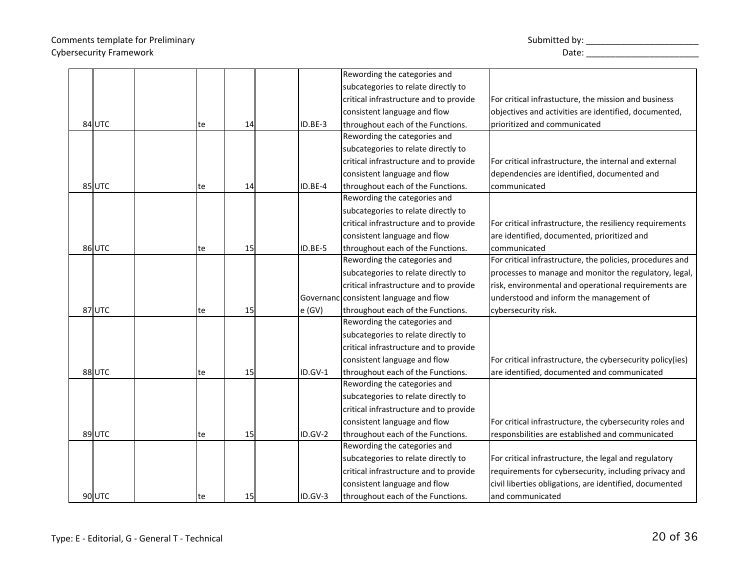| | | | | | | | | |
|---|---|---|---|---|---|---|---|---|
| 84 | UTC | | te | 14 | | ID.BE-3 | Rewording the categories and subcategories to relate directly to critical infrastructure and to provide consistent language and flow throughout each of the Functions. | For critical infrastucture, the mission and business objectives and activities are identified, documented, prioritized and communicated |
| 85 | UTC | | te | 14 | | ID.BE-4 | Rewording the categories and subcategories to relate directly to critical infrastructure and to provide consistent language and flow throughout each of the Functions. | For critical infrastructure, the internal and external dependencies are identified, documented and communicated |
| 86 | UTC | | te | 15 | | ID.BE-5 | Rewording the categories and subcategories to relate directly to critical infrastructure and to provide consistent language and flow throughout each of the Functions. | For critical infrastructure, the resiliency requirements are identified, documented, prioritized and communicated |
| 87 | UTC | | te | 15 | | Governance (GV) | Rewording the categories and subcategories to relate directly to critical infrastructure and to provide consistent language and flow throughout each of the Functions. | For critical infrastructure, the policies, procedures and processes to manage and monitor the regulatory, legal, risk, environmental and operational requirements are understood and inform the management of cybersecurity risk. |
| 88 | UTC | | te | 15 | | ID.GV-1 | Rewording the categories and subcategories to relate directly to critical infrastructure and to provide consistent language and flow throughout each of the Functions. | For critical infrastructure, the cybersecurity policy(ies) are identified, documented and communicated |
| 89 | UTC | | te | 15 | | ID.GV-2 | Rewording the categories and subcategories to relate directly to critical infrastructure and to provide consistent language and flow throughout each of the Functions. | For critical infrastructure, the cybersecurity roles and responsbilities are established and communicated |
| 90 | UTC | | te | 15 | | ID.GV-3 | Rewording the categories and subcategories to relate directly to critical infrastructure and to provide consistent language and flow throughout each of the Functions. | For critical infrastructure, the legal and regulatory requirements for cybersecurity, including privacy and civil liberties obligations, are identified, documented and communicated |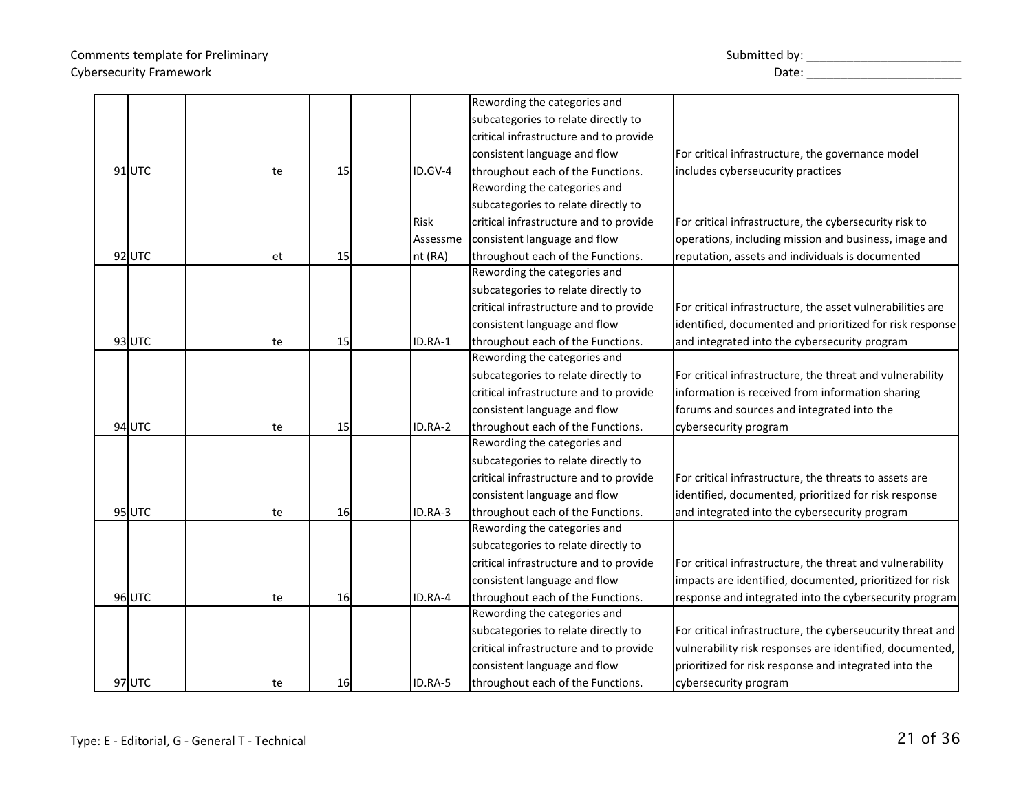| | | | | | | | | |
|---|---|---|---|---|---|---|---|---|
| 91 | UTC | | te | 15 | | ID.GV-4 | Rewording the categories and subcategories to relate directly to critical infrastructure and to provide consistent language and flow throughout each of the Functions. | For critical infrastructure, the governance model includes cyberseucurity practices |
| 92 | UTC | | et | 15 | | Risk Assessment (RA) | Rewording the categories and subcategories to relate directly to critical infrastructure and to provide consistent language and flow throughout each of the Functions. | For critical infrastructure, the cybersecurity risk to operations, including mission and business, image and reputation, assets and individuals is documented |
| 93 | UTC | | te | 15 | | ID.RA-1 | Rewording the categories and subcategories to relate directly to critical infrastructure and to provide consistent language and flow throughout each of the Functions. | For critical infrastructure, the asset vulnerabilities are identified, documented and prioritized for risk response and integrated into the cybersecurity program |
| 94 | UTC | | te | 15 | | ID.RA-2 | Rewording the categories and subcategories to relate directly to critical infrastructure and to provide consistent language and flow throughout each of the Functions. | For critical infrastructure, the threat and vulnerability information is received from information sharing forums and sources and integrated into the cybersecurity program |
| 95 | UTC | | te | 16 | | ID.RA-3 | Rewording the categories and subcategories to relate directly to critical infrastructure and to provide consistent language and flow throughout each of the Functions. | For critical infrastructure, the threats to assets are identified, documented, prioritized for risk response and integrated into the cybersecurity program |
| 96 | UTC | | te | 16 | | ID.RA-4 | Rewording the categories and subcategories to relate directly to critical infrastructure and to provide consistent language and flow throughout each of the Functions. | For critical infrastructure, the threat and vulnerability impacts are identified, documented, prioritized for risk response and integrated into the cybersecurity program |
| 97 | UTC | | te | 16 | | ID.RA-5 | Rewording the categories and subcategories to relate directly to critical infrastructure and to provide consistent language and flow throughout each of the Functions. | For critical infrastructure, the cyberseucurity threat and vulnerability risk responses are identified, documented, prioritized for risk response and integrated into the cybersecurity program |

Type: E - Editorial, G - General T - Technical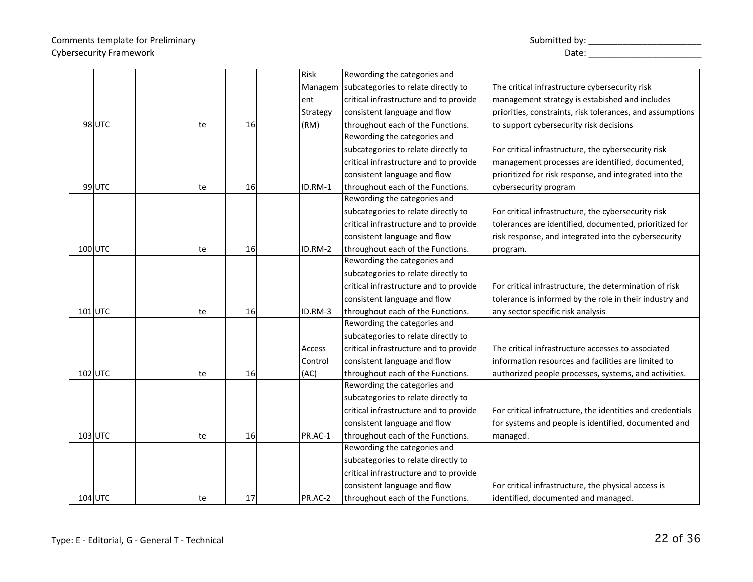Comments template for Preliminary Cybersecurity Framework

Submitted by: _______________________

Date: _______________________

| | | | | | | | | |
|---|---|---|---|---|---|---|---|---|
| 98 | UTC | | te | 16 | | Risk Management Strategy (RM) | Rewording the categories and subcategories to relate directly to critical infrastructure and to provide consistent language and flow throughout each of the Functions. | The critical infrastructure cybersecurity risk management strategy is estabished and includes priorities, constraints, risk tolerances, and assumptions to support cybersecurity risk decisions |
| 99 | UTC | | te | 16 | | ID.RM-1 | Rewording the categories and subcategories to relate directly to critical infrastructure and to provide consistent language and flow throughout each of the Functions. | For critical infrastructure, the cybersecurity risk management processes are identified, documented, prioritized for risk response, and integrated into the cybersecurity program |
| 100 | UTC | | te | 16 | | ID.RM-2 | Rewording the categories and subcategories to relate directly to critical infrastructure and to provide consistent language and flow throughout each of the Functions. | For critical infrastructure, the cybersecurity risk tolerances are identified, documented, prioritized for risk response, and integrated into the cybersecurity program. |
| 101 | UTC | | te | 16 | | ID.RM-3 | Rewording the categories and subcategories to relate directly to critical infrastructure and to provide consistent language and flow throughout each of the Functions. | For critical infrastructure, the determination of risk tolerance is informed by the role in their industry and any sector specific risk analysis |
| 102 | UTC | | te | 16 | | Access Control (AC) | Rewording the categories and subcategories to relate directly to critical infrastructure and to provide consistent language and flow throughout each of the Functions. | The critical infrastructure accesses to associated information resources and facilities are limited to authorized people processes, systems, and activities. |
| 103 | UTC | | te | 16 | | PR.AC-1 | Rewording the categories and subcategories to relate directly to critical infrastructure and to provide consistent language and flow throughout each of the Functions. | For critical infratructure, the identities and credentials for systems and people is identified, documented and managed. |
| 104 | UTC | | te | 17 | | PR.AC-2 | Rewording the categories and subcategories to relate directly to critical infrastructure and to provide consistent language and flow throughout each of the Functions. | For critical infrastructure, the physical access is identified, documented and managed. |

Type: E - Editorial, G - General T - Technical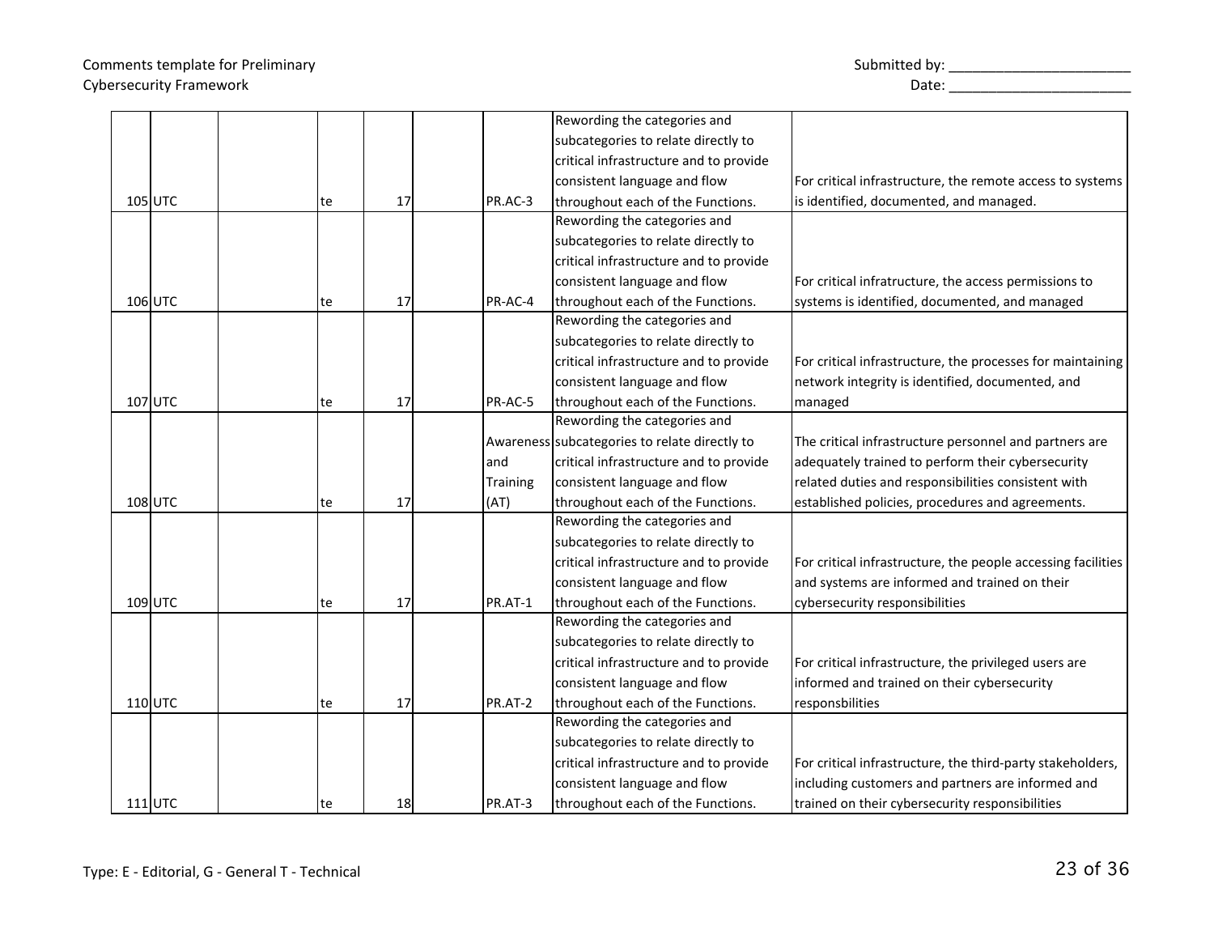Comments template for Preliminary Cybersecurity Framework

Submitted by: _______________________

Date: _______________________

| | | | | | | | | |
|---|---|---|---|---|---|---|---|---|
| 105 | UTC | | te | 17 | | PR.AC-3 | Rewording the categories and subcategories to relate directly to critical infrastructure and to provide consistent language and flow throughout each of the Functions. | For critical infrastructure, the remote access to systems is identified, documented, and managed. |
| 106 | UTC | | te | 17 | | PR-AC-4 | Rewording the categories and subcategories to relate directly to critical infrastructure and to provide consistent language and flow throughout each of the Functions. | For critical infratructure, the access permissions to systems is identified, documented, and managed |
| 107 | UTC | | te | 17 | | PR-AC-5 | Rewording the categories and subcategories to relate directly to critical infrastructure and to provide consistent language and flow throughout each of the Functions. | For critical infrastructure, the processes for maintaining network integrity is identified, documented, and managed |
| 108 | UTC | | te | 17 | | Awareness and Training (AT) | Rewording the categories and subcategories to relate directly to critical infrastructure and to provide consistent language and flow throughout each of the Functions. | The critical infrastructure personnel and partners are adequately trained to perform their cybersecurity related duties and responsibilities consistent with established policies, procedures and agreements. |
| 109 | UTC | | te | 17 | | PR.AT-1 | Rewording the categories and subcategories to relate directly to critical infrastructure and to provide consistent language and flow throughout each of the Functions. | For critical infrastructure, the people accessing facilities and systems are informed and trained on their cybersecurity responsibilities |
| 110 | UTC | | te | 17 | | PR.AT-2 | Rewording the categories and subcategories to relate directly to critical infrastructure and to provide consistent language and flow throughout each of the Functions. | For critical infrastructure, the privileged users are informed and trained on their cybersecurity responsbilities |
| 111 | UTC | | te | 18 | | PR.AT-3 | Rewording the categories and subcategories to relate directly to critical infrastructure and to provide consistent language and flow throughout each of the Functions. | For critical infrastructure, the third-party stakeholders, including customers and partners are informed and trained on their cybersecurity responsibilities |

Type: E - Editorial, G - General T - Technical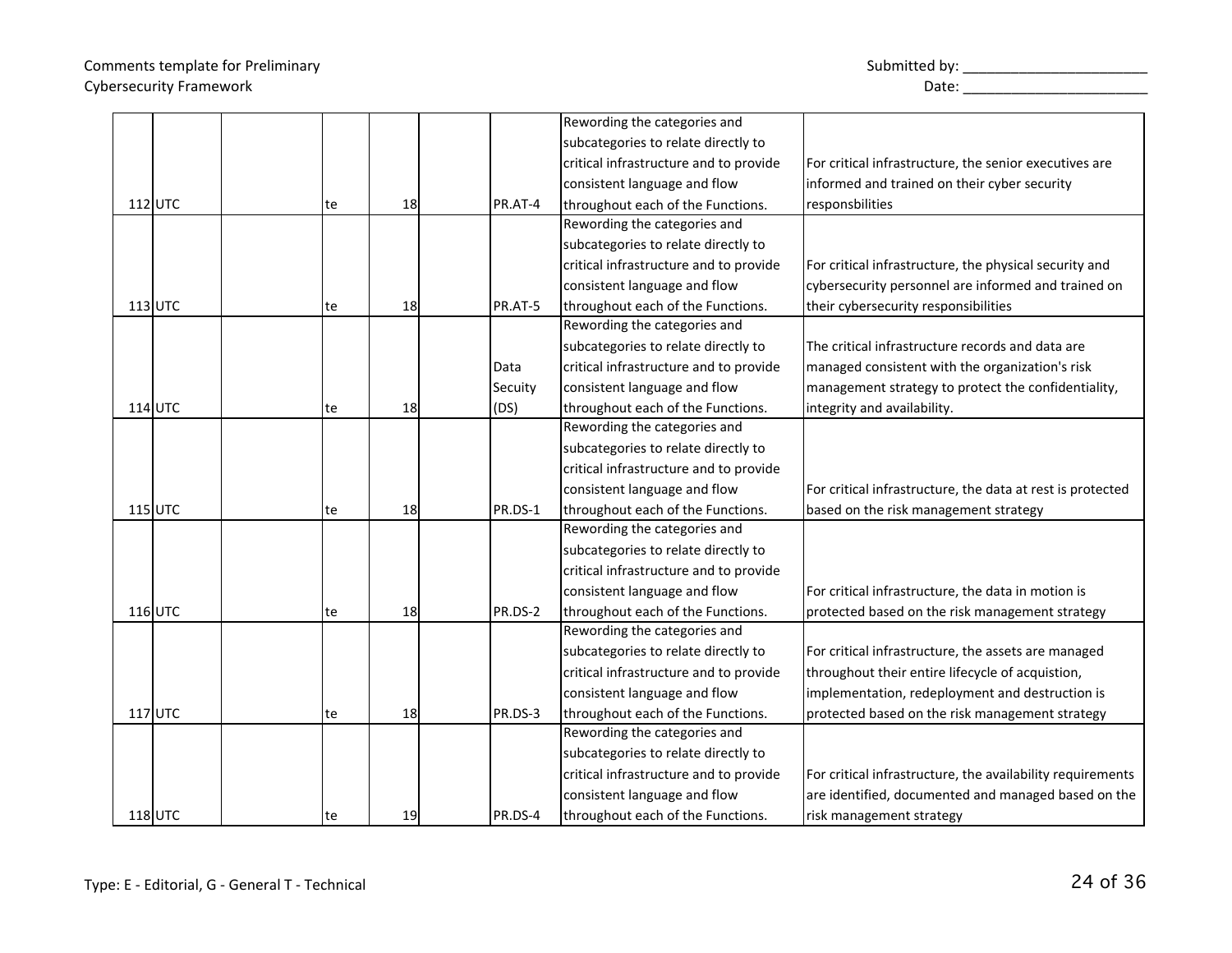| | | | | | | | | |
|---|---|---|---|---|---|---|---|---|
| 112 | UTC | | te | 18 | | PR.AT-4 | Rewording the categories and subcategories to relate directly to critical infrastructure and to provide consistent language and flow throughout each of the Functions. | For critical infrastructure, the senior executives are informed and trained on their cyber security responsbilities |
| 113 | UTC | | te | 18 | | PR.AT-5 | Rewording the categories and subcategories to relate directly to critical infrastructure and to provide consistent language and flow throughout each of the Functions. | For critical infrastructure, the physical security and cybersecurity personnel are informed and trained on their cybersecurity responsibilities |
| 114 | UTC | | te | 18 | | Data Secuity (DS) | Rewording the categories and subcategories to relate directly to critical infrastructure and to provide consistent language and flow throughout each of the Functions. | The critical infrastructure records and data are managed consistent with the organization's risk management strategy to protect the confidentiality, integrity and availability. |
| 115 | UTC | | te | 18 | | PR.DS-1 | Rewording the categories and subcategories to relate directly to critical infrastructure and to provide consistent language and flow throughout each of the Functions. | For critical infrastructure, the data at rest is protected based on the risk management strategy |
| 116 | UTC | | te | 18 | | PR.DS-2 | Rewording the categories and subcategories to relate directly to critical infrastructure and to provide consistent language and flow throughout each of the Functions. | For critical infrastructure, the data in motion is protected based on the risk management strategy |
| 117 | UTC | | te | 18 | | PR.DS-3 | Rewording the categories and subcategories to relate directly to critical infrastructure and to provide consistent language and flow throughout each of the Functions. | For critical infrastructure, the assets are managed throughout their entire lifecycle of acquistion, implementation, redeployment and destruction is protected based on the risk management strategy |
| 118 | UTC | | te | 19 | | PR.DS-4 | Rewording the categories and subcategories to relate directly to critical infrastructure and to provide consistent language and flow throughout each of the Functions. | For critical infrastructure, the availability requirements are identified, documented and managed based on the risk management strategy |

Type: E - Editorial, G - General T - Technical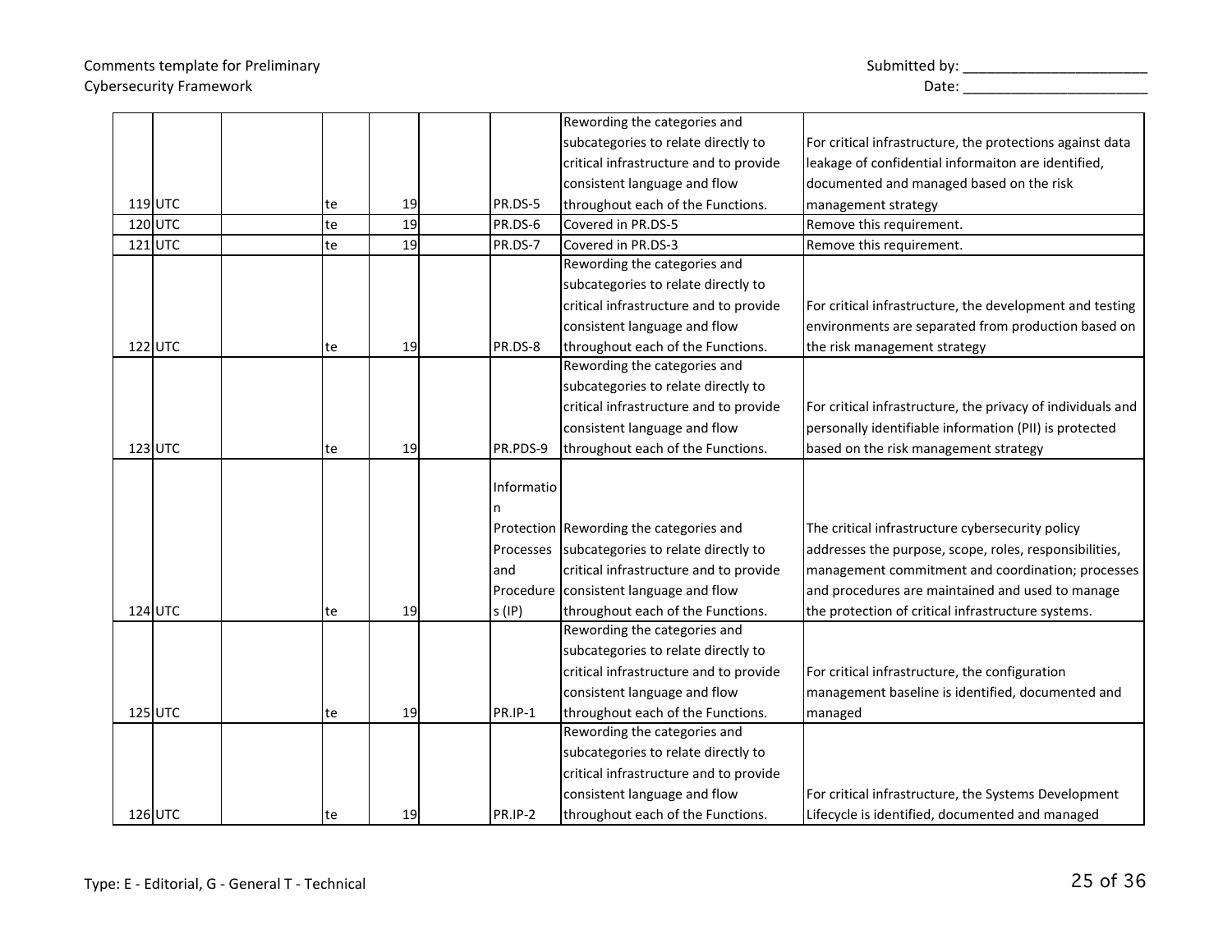| | | | | | | | | |
|---|---|---|---|---|---|---|---|---|
| 119 | UTC | | te | 19 | | PR.DS-5 | Rewording the categories and subcategories to relate directly to critical infrastructure and to provide consistent language and flow throughout each of the Functions. | For critical infrastructure, the protections against data leakage of confidential informaiton are identified, documented and managed based on the risk management strategy |
| 120 | UTC | | te | 19 | | PR.DS-6 | Covered in PR.DS-5 | Remove this requirement. |
| 121 | UTC | | te | 19 | | PR.DS-7 | Covered in PR.DS-3 | Remove this requirement. |
| 122 | UTC | | te | 19 | | PR.DS-8 | Rewording the categories and subcategories to relate directly to critical infrastructure and to provide consistent language and flow throughout each of the Functions. | For critical infrastructure, the development and testing environments are separated from production based on the risk management strategy |
| 123 | UTC | | te | 19 | | PR.PDS-9 | Rewording the categories and subcategories to relate directly to critical infrastructure and to provide consistent language and flow throughout each of the Functions. | For critical infrastructure, the privacy of individuals and personally identifiable information (PII) is protected based on the risk management strategy |
| 124 | UTC | | te | 19 | | Information Protection Processes and Procedures (IP) | Rewording the categories and subcategories to relate directly to critical infrastructure and to provide consistent language and flow throughout each of the Functions. | The critical infrastructure cybersecurity policy addresses the purpose, scope, roles, responsibilities, management commitment and coordination; processes and procedures are maintained and used to manage the protection of critical infrastructure systems. |
| 125 | UTC | | te | 19 | | PR.IP-1 | Rewording the categories and subcategories to relate directly to critical infrastructure and to provide consistent language and flow throughout each of the Functions. | For critical infrastructure, the configuration management baseline is identified, documented and managed |
| 126 | UTC | | te | 19 | | PR.IP-2 | Rewording the categories and subcategories to relate directly to critical infrastructure and to provide consistent language and flow throughout each of the Functions. | For critical infrastructure, the Systems Development Lifecycle is identified, documented and managed |

Type: E - Editorial, G - General T - Technical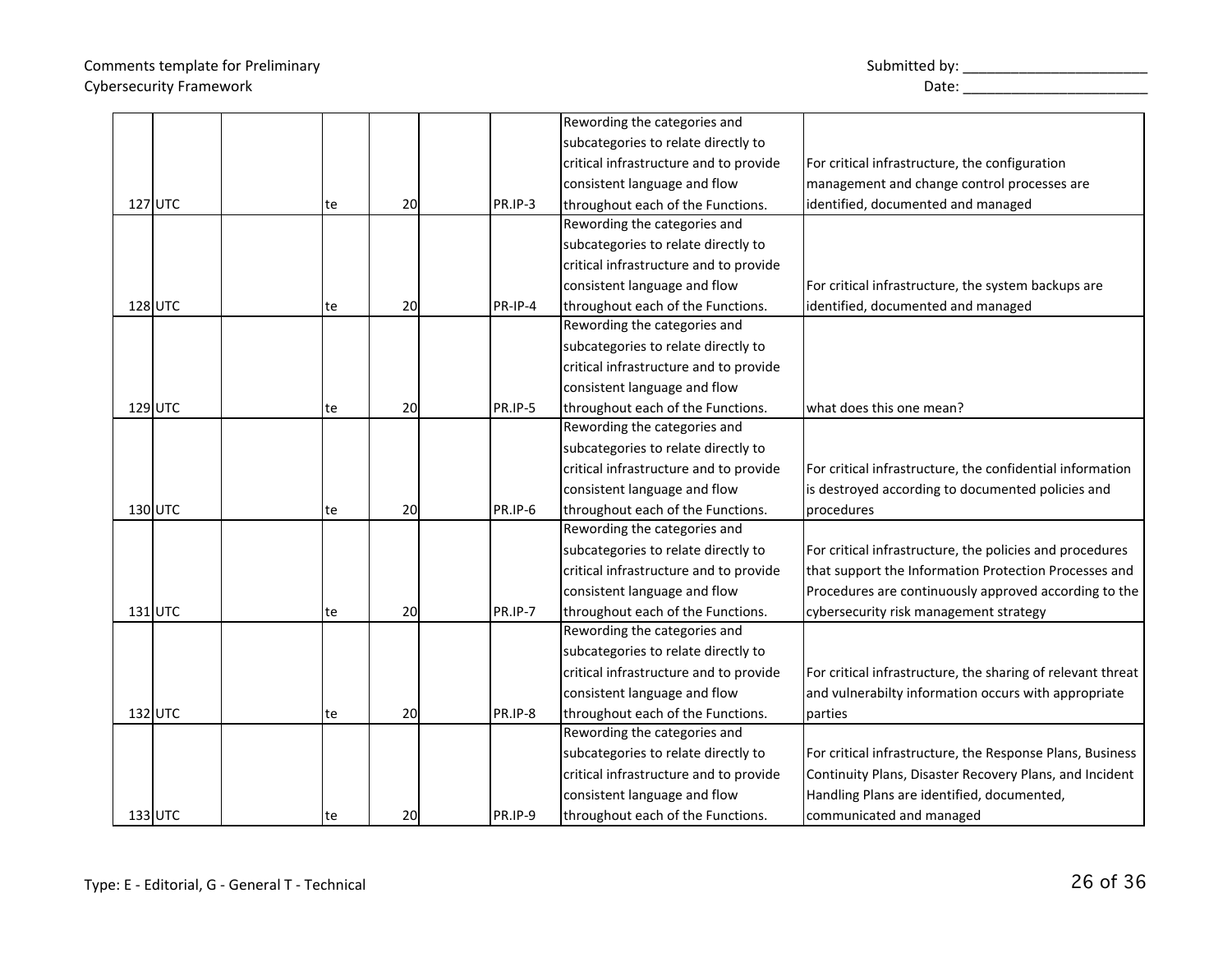| | | | | | | | | |
|---|---|---|---|---|---|---|---|---|
| 127 | UTC | | te | 20 | | PR.IP-3 | Rewording the categories and subcategories to relate directly to critical infrastructure and to provide consistent language and flow throughout each of the Functions. | For critical infrastructure, the configuration management and change control processes are identified, documented and managed |
| 128 | UTC | | te | 20 | | PR-IP-4 | Rewording the categories and subcategories to relate directly to critical infrastructure and to provide consistent language and flow throughout each of the Functions. | For critical infrastructure, the system backups are identified, documented and managed |
| 129 | UTC | | te | 20 | | PR.IP-5 | Rewording the categories and subcategories to relate directly to critical infrastructure and to provide consistent language and flow throughout each of the Functions. | what does this one mean? |
| 130 | UTC | | te | 20 | | PR.IP-6 | Rewording the categories and subcategories to relate directly to critical infrastructure and to provide consistent language and flow throughout each of the Functions. | For critical infrastructure, the confidential information is destroyed according to documented policies and procedures |
| 131 | UTC | | te | 20 | | PR.IP-7 | Rewording the categories and subcategories to relate directly to critical infrastructure and to provide consistent language and flow throughout each of the Functions. | For critical infrastructure, the policies and procedures that support the Information Protection Processes and Procedures are continuously approved according to the cybersecurity risk management strategy |
| 132 | UTC | | te | 20 | | PR.IP-8 | Rewording the categories and subcategories to relate directly to critical infrastructure and to provide consistent language and flow throughout each of the Functions. | For critical infrastructure, the sharing of relevant threat and vulnerabilty information occurs with appropriate parties |
| 133 | UTC | | te | 20 | | PR.IP-9 | Rewording the categories and subcategories to relate directly to critical infrastructure and to provide consistent language and flow throughout each of the Functions. | For critical infrastructure, the Response Plans, Business Continuity Plans, Disaster Recovery Plans, and Incident Handling Plans are identified, documented, communicated and managed |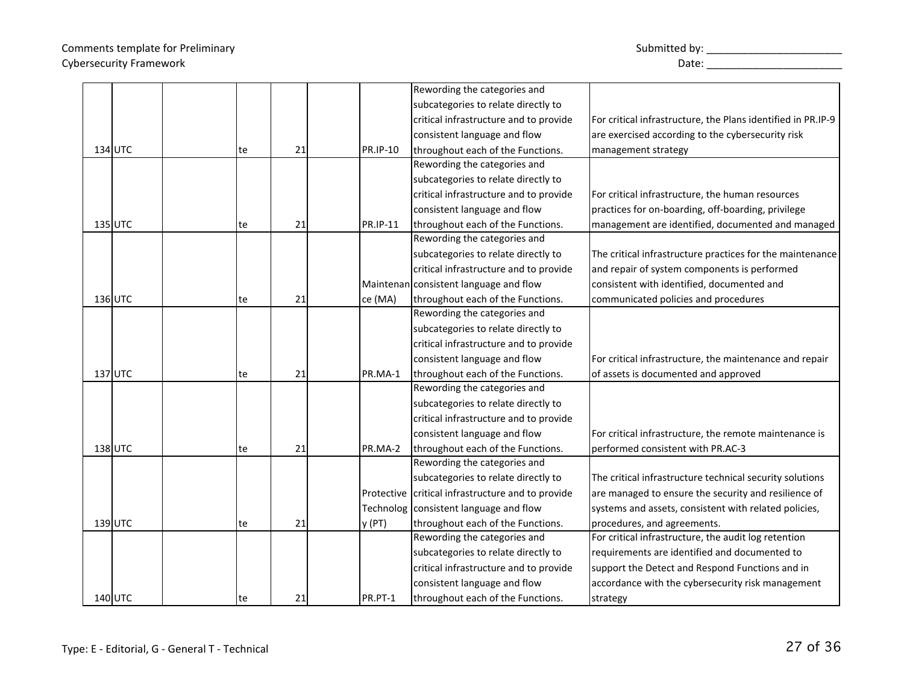| | | | | | | | | |
|---|---|---|---|---|---|---|---|---|
| 134 | UTC | | te | 21 | | PR.IP-10 | Rewording the categories and subcategories to relate directly to critical infrastructure and to provide consistent language and flow throughout each of the Functions. | For critical infrastructure, the Plans identified in PR.IP-9 are exercised according to the cybersecurity risk management strategy |
| 135 | UTC | | te | 21 | | PR.IP-11 | Rewording the categories and subcategories to relate directly to critical infrastructure and to provide consistent language and flow throughout each of the Functions. | For critical infrastructure, the human resources practices for on-boarding, off-boarding, privilege management are identified, documented and managed |
| 136 | UTC | | te | 21 | | Maintenance (MA) | Rewording the categories and subcategories to relate directly to critical infrastructure and to provide consistent language and flow throughout each of the Functions. | The critical infrastructure practices for the maintenance and repair of system components is performed consistent with identified, documented and communicated policies and procedures |
| 137 | UTC | | te | 21 | | PR.MA-1 | Rewording the categories and subcategories to relate directly to critical infrastructure and to provide consistent language and flow throughout each of the Functions. | For critical infrastructure, the maintenance and repair of assets is documented and approved |
| 138 | UTC | | te | 21 | | PR.MA-2 | Rewording the categories and subcategories to relate directly to critical infrastructure and to provide consistent language and flow throughout each of the Functions. | For critical infrastructure, the remote maintenance is performed consistent with PR.AC-3 |
| 139 | UTC | | te | 21 | | Protective Technology (PT) | Rewording the categories and subcategories to relate directly to critical infrastructure and to provide consistent language and flow throughout each of the Functions. | The critical infrastructure technical security solutions are managed to ensure the security and resilience of systems and assets, consistent with related policies, procedures, and agreements. |
| 140 | UTC | | te | 21 | | PR.PT-1 | Rewording the categories and subcategories to relate directly to critical infrastructure and to provide consistent language and flow throughout each of the Functions. | For critical infrastructure, the audit log retention requirements are identified and documented to support the Detect and Respond Functions and in accordance with the cybersecurity risk management strategy |

Type: E - Editorial, G - General T - Technical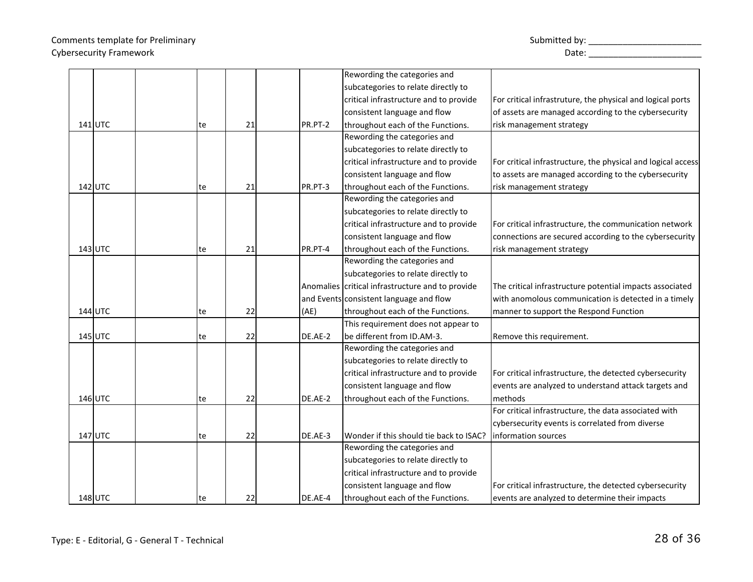| | | | | | | | | |
|---|---|---|---|---|---|---|---|---|
| 141 | UTC | | te | 21 | | PR.PT-2 | Rewording the categories and subcategories to relate directly to critical infrastructure and to provide consistent language and flow throughout each of the Functions. | For critical infrastruture, the physical and logical ports of assets are managed according to the cybersecurity risk management strategy |
| 142 | UTC | | te | 21 | | PR.PT-3 | Rewording the categories and subcategories to relate directly to critical infrastructure and to provide consistent language and flow throughout each of the Functions. | For critical infrastructure, the physical and logical access to assets are managed according to the cybersecurity risk management strategy |
| 143 | UTC | | te | 21 | | PR.PT-4 | Rewording the categories and subcategories to relate directly to critical infrastructure and to provide consistent language and flow throughout each of the Functions. | For critical infrastructure, the communication network connections are secured according to the cybersecurity risk management strategy |
| 144 | UTC | | te | 22 | | Anomalies and Events (AE) | Rewording the categories and subcategories to relate directly to critical infrastructure and to provide consistent language and flow throughout each of the Functions. | The critical infrastructure potential impacts associated with anomolous communication is detected in a timely manner to support the Respond Function |
| 145 | UTC | | te | 22 | | DE.AE-2 | This requirement does not appear to be different from ID.AM-3. | Remove this requirement. |
| 146 | UTC | | te | 22 | | DE.AE-2 | Rewording the categories and subcategories to relate directly to critical infrastructure and to provide consistent language and flow throughout each of the Functions. | For critical infrastructure, the detected cybersecurity events are analyzed to understand attack targets and methods |
| 147 | UTC | | te | 22 | | DE.AE-3 | Wonder if this should tie back to ISAC? | For critical infrastructure, the data associated with cybersecurity events is correlated from diverse information sources |
| 148 | UTC | | te | 22 | | DE.AE-4 | Rewording the categories and subcategories to relate directly to critical infrastructure and to provide consistent language and flow throughout each of the Functions. | For critical infrastructure, the detected cybersecurity events are analyzed to determine their impacts |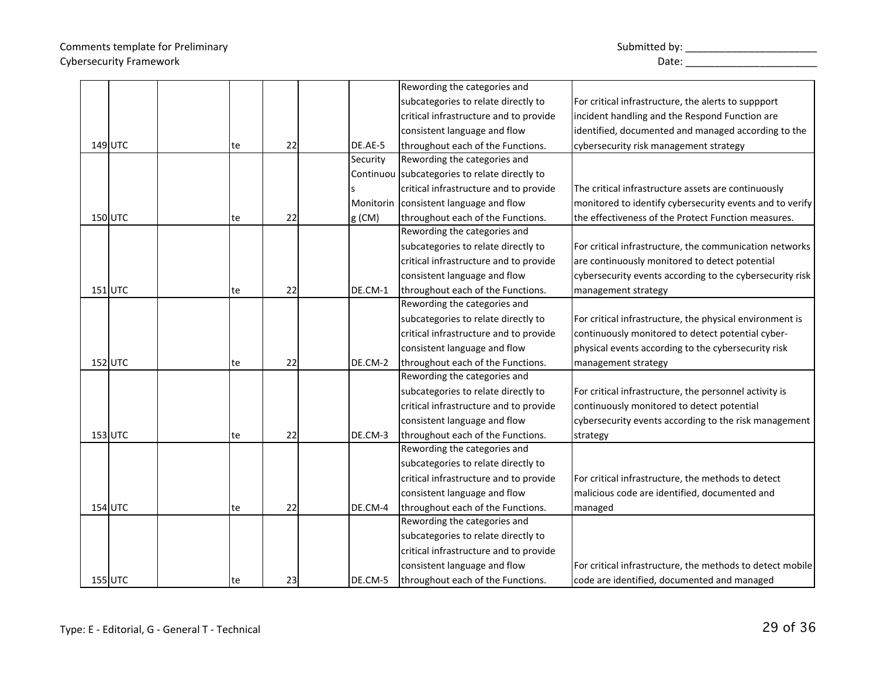| | | | | | | | | |
|---|---|---|---|---|---|---|---|---|
| 149 | UTC | | te | 22 | | DE.AE-5 | Rewording the categories and subcategories to relate directly to critical infrastructure and to provide consistent language and flow throughout each of the Functions. | For critical infrastructure, the alerts to suppport incident handling and the Respond Function are identified, documented and managed according to the cybersecurity risk management strategy |
| 150 | UTC | | te | 22 | | Security Continuous Monitoring (CM) | Rewording the categories and subcategories to relate directly to critical infrastructure and to provide consistent language and flow throughout each of the Functions. | The critical infrastructure assets are continuously monitored to identify cybersecurity events and to verify the effectiveness of the Protect Function measures. |
| 151 | UTC | | te | 22 | | DE.CM-1 | Rewording the categories and subcategories to relate directly to critical infrastructure and to provide consistent language and flow throughout each of the Functions. | For critical infrastructure, the communication networks are continuously monitored to detect potential cybersecurity events according to the cybersecurity risk management strategy |
| 152 | UTC | | te | 22 | | DE.CM-2 | Rewording the categories and subcategories to relate directly to critical infrastructure and to provide consistent language and flow throughout each of the Functions. | For critical infrastructure, the physical environment is continuously monitored to detect potential cyber-physical events according to the cybersecurity risk management strategy |
| 153 | UTC | | te | 22 | | DE.CM-3 | Rewording the categories and subcategories to relate directly to critical infrastructure and to provide consistent language and flow throughout each of the Functions. | For critical infrastructure, the personnel activity is continuously monitored to detect potential cybersecurity events according to the risk management strategy |
| 154 | UTC | | te | 22 | | DE.CM-4 | Rewording the categories and subcategories to relate directly to critical infrastructure and to provide consistent language and flow throughout each of the Functions. | For critical infrastructure, the methods to detect malicious code are identified, documented and managed |
| 155 | UTC | | te | 23 | | DE.CM-5 | Rewording the categories and subcategories to relate directly to critical infrastructure and to provide consistent language and flow throughout each of the Functions. | For critical infrastructure, the methods to detect mobile code are identified, documented and managed |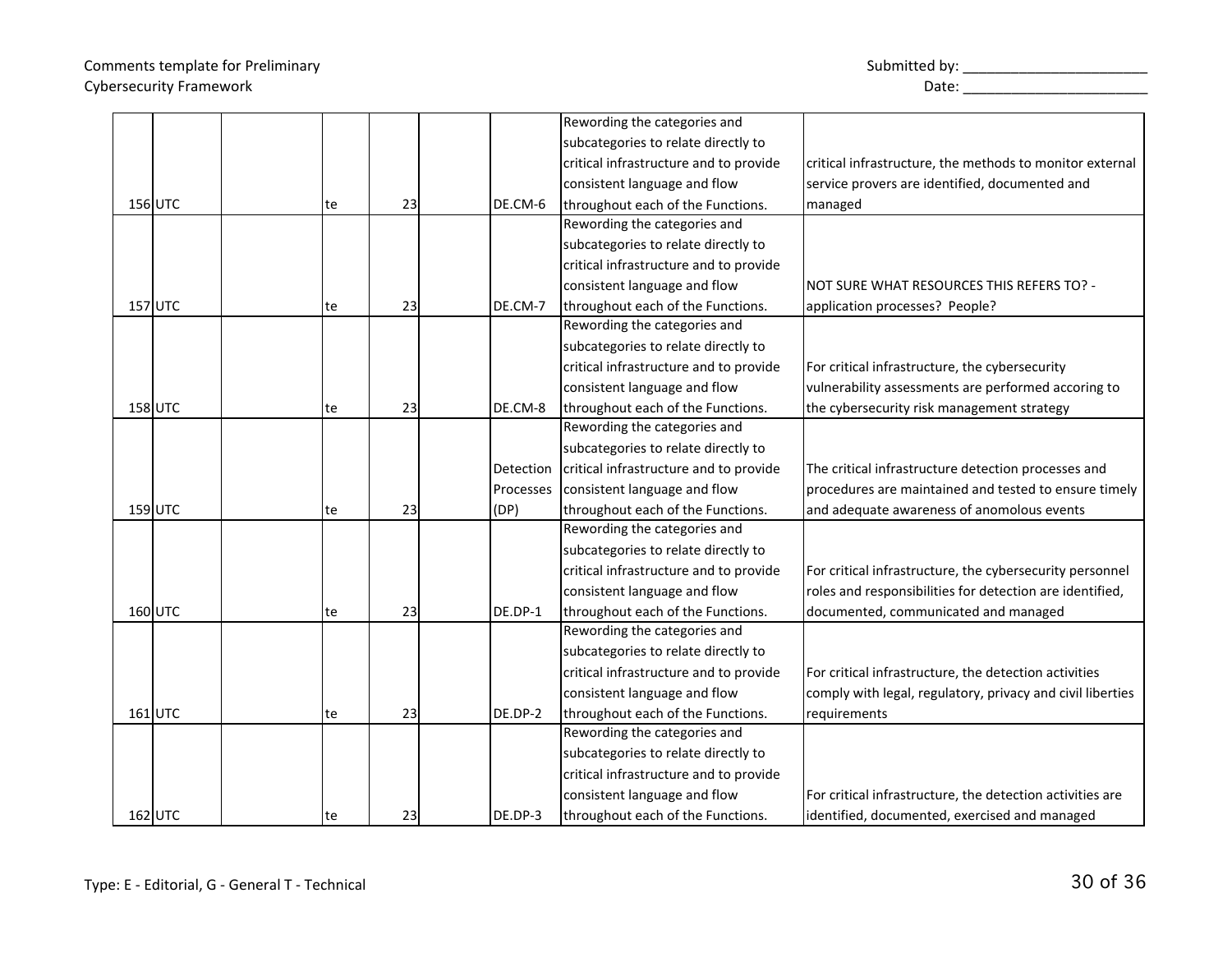| | | | | | | | | |
|---|---|---|---|---|---|---|---|---|
| 156 | UTC | | te | 23 | | DE.CM-6 | Rewording the categories and subcategories to relate directly to critical infrastructure and to provide consistent language and flow throughout each of the Functions. | critical infrastructure, the methods to monitor external service provers are identified, documented and managed |
| 157 | UTC | | te | 23 | | DE.CM-7 | Rewording the categories and subcategories to relate directly to critical infrastructure and to provide consistent language and flow throughout each of the Functions. | NOT SURE WHAT RESOURCES THIS REFERS TO? - application processes? People? |
| 158 | UTC | | te | 23 | | DE.CM-8 | Rewording the categories and subcategories to relate directly to critical infrastructure and to provide consistent language and flow throughout each of the Functions. | For critical infrastructure, the cybersecurity vulnerability assessments are performed accoring to the cybersecurity risk management strategy |
| 159 | UTC | | te | 23 | | Detection Processes (DP) | Rewording the categories and subcategories to relate directly to critical infrastructure and to provide consistent language and flow throughout each of the Functions. | The critical infrastructure detection processes and procedures are maintained and tested to ensure timely and adequate awareness of anomolous events |
| 160 | UTC | | te | 23 | | DE.DP-1 | Rewording the categories and subcategories to relate directly to critical infrastructure and to provide consistent language and flow throughout each of the Functions. | For critical infrastructure, the cybersecurity personnel roles and responsibilities for detection are identified, documented, communicated and managed |
| 161 | UTC | | te | 23 | | DE.DP-2 | Rewording the categories and subcategories to relate directly to critical infrastructure and to provide consistent language and flow throughout each of the Functions. | For critical infrastructure, the detection activities comply with legal, regulatory, privacy and civil liberties requirements |
| 162 | UTC | | te | 23 | | DE.DP-3 | Rewording the categories and subcategories to relate directly to critical infrastructure and to provide consistent language and flow throughout each of the Functions. | For critical infrastructure, the detection activities are identified, documented, exercised and managed |

Type: E - Editorial, G - General T - Technical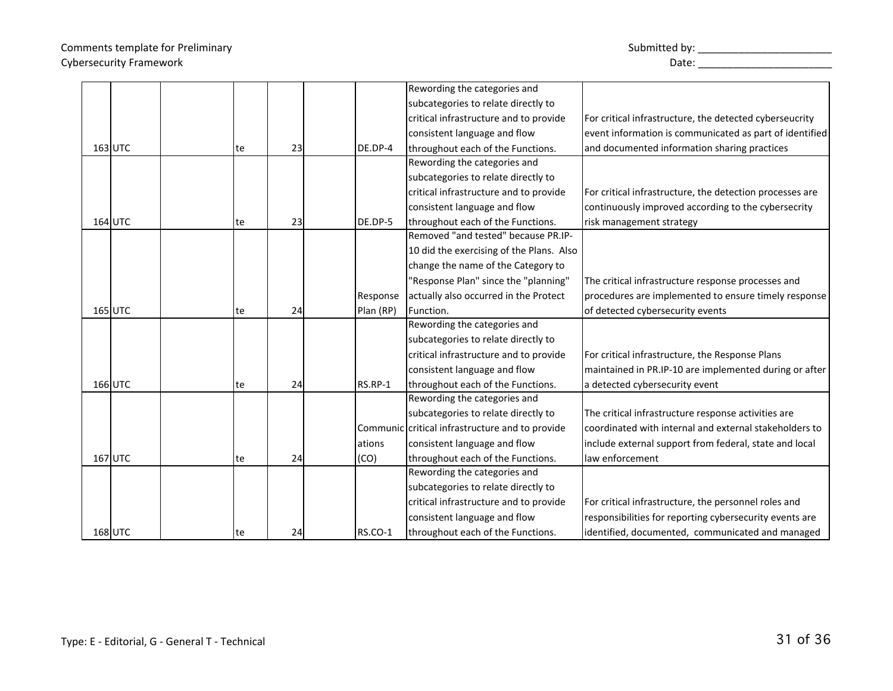Comments template for Preliminary Cybersecurity Framework

Submitted by: _______________________

Date: _______________________

| | | | | | | | | |
|---|---|---|---|---|---|---|---|---|
| 163 | UTC | | te | 23 | | DE.DP-4 | Rewording the categories and subcategories to relate directly to critical infrastructure and to provide consistent language and flow throughout each of the Functions. | For critical infrastructure, the detected cyberseucrity event information is communicated as part of identified and documented information sharing practices |
| 164 | UTC | | te | 23 | | DE.DP-5 | Rewording the categories and subcategories to relate directly to critical infrastructure and to provide consistent language and flow throughout each of the Functions. | For critical infrastructure, the detection processes are continuously improved according to the cybersecrity risk management strategy |
| 165 | UTC | | te | 24 | | Response Plan (RP) | Removed "and tested" because PR.IP-10 did the exercising of the Plans. Also change the name of the Category to "Response Plan" since the "planning" actually also occurred in the Protect Function. | The critical infrastructure response processes and procedures are implemented to ensure timely response of detected cybersecurity events |
| 166 | UTC | | te | 24 | | RS.RP-1 | Rewording the categories and subcategories to relate directly to critical infrastructure and to provide consistent language and flow throughout each of the Functions. | For critical infrastructure, the Response Plans maintained in PR.IP-10 are implemented during or after a detected cybersecurity event |
| 167 | UTC | | te | 24 | | Communications (CO) | Rewording the categories and subcategories to relate directly to critical infrastructure and to provide consistent language and flow throughout each of the Functions. | The critical infrastructure response activities are coordinated with internal and external stakeholders to include external support from federal, state and local law enforcement |
| 168 | UTC | | te | 24 | | RS.CO-1 | Rewording the categories and subcategories to relate directly to critical infrastructure and to provide consistent language and flow throughout each of the Functions. | For critical infrastructure, the personnel roles and responsibilities for reporting cybersecurity events are identified, documented, communicated and managed |

Type: E - Editorial, G - General T - Technical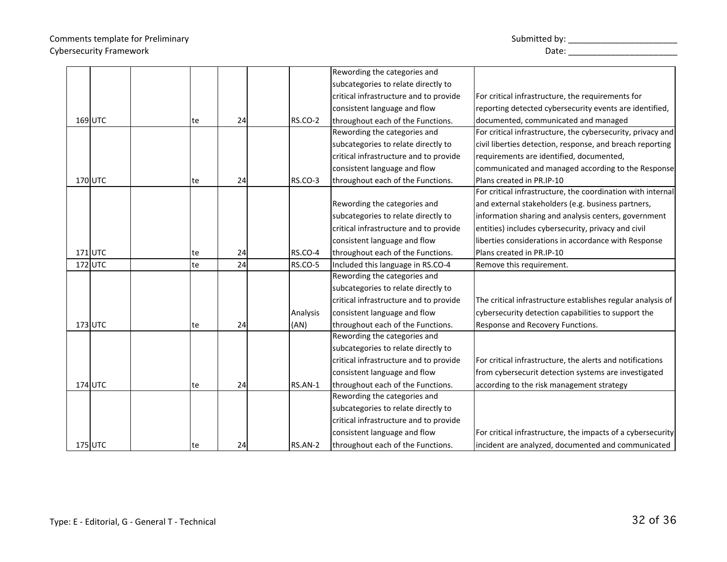| | | | | | | | | |
|---|---|---|---|---|---|---|---|---|
| 169 | UTC | | te | 24 | | RS.CO-2 | Rewording the categories and subcategories to relate directly to critical infrastructure and to provide consistent language and flow throughout each of the Functions. | For critical infrastructure, the requirements for reporting detected cybersecurity events are identified, documented, communicated and managed |
| 170 | UTC | | te | 24 | | RS.CO-3 | Rewording the categories and subcategories to relate directly to critical infrastructure and to provide consistent language and flow throughout each of the Functions. | For critical infrastructure, the cybersecurity, privacy and civil liberties detection, response, and breach reporting requirements are identified, documented, communicated and managed according to the Response Plans created in PR.IP-10 |
| 171 | UTC | | te | 24 | | RS.CO-4 | Rewording the categories and subcategories to relate directly to critical infrastructure and to provide consistent language and flow throughout each of the Functions. | For critical infrastructure, the coordination with internal and external stakeholders (e.g. business partners, information sharing and analysis centers, government entities) includes cybersecurity, privacy and civil liberties considerations in accordance with Response Plans created in PR.IP-10 |
| 172 | UTC | | te | 24 | | RS.CO-5 | Included this language in RS.CO-4 | Remove this requirement. |
| 173 | UTC | | te | 24 | | Analysis (AN) | Rewording the categories and subcategories to relate directly to critical infrastructure and to provide consistent language and flow throughout each of the Functions. | The critical infrastructure establishes regular analysis of cybersecurity detection capabilities to support the Response and Recovery Functions. |
| 174 | UTC | | te | 24 | | RS.AN-1 | Rewording the categories and subcategories to relate directly to critical infrastructure and to provide consistent language and flow throughout each of the Functions. | For critical infrastructure, the alerts and notifications from cybersecurit detection systems are investigated according to the risk management strategy |
| 175 | UTC | | te | 24 | | RS.AN-2 | Rewording the categories and subcategories to relate directly to critical infrastructure and to provide consistent language and flow throughout each of the Functions. | For critical infrastructure, the impacts of a cybersecurity incident are analyzed, documented and communicated |

Type: E - Editorial, G - General T - Technical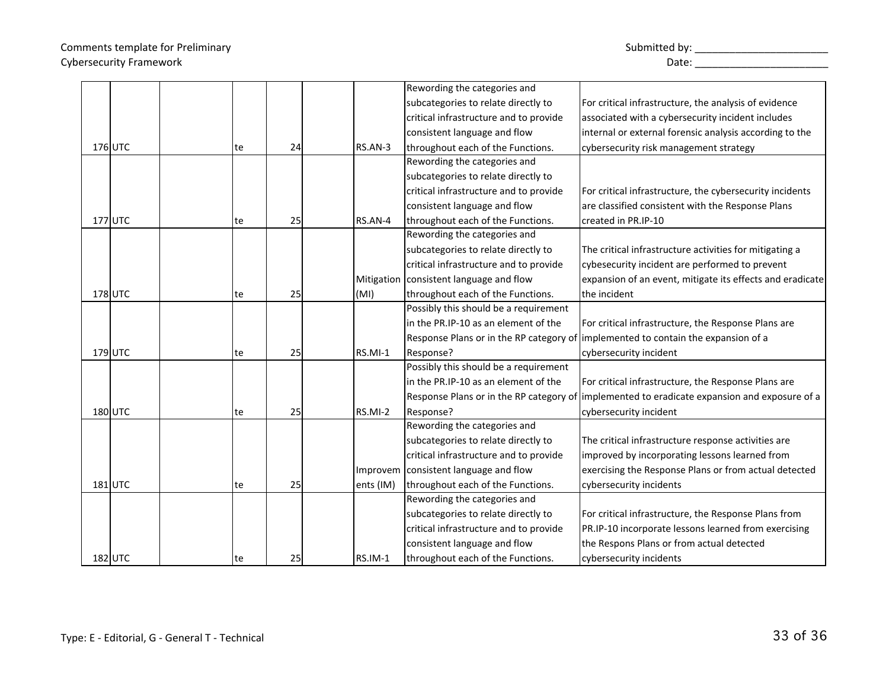Comments template for Preliminary Cybersecurity Framework

Submitted by: _______________________

Date: _______________________

| | | | | | | | | |
|---|---|---|---|---|---|---|---|---|
| 176 | UTC | | te | 24 | | RS.AN-3 | Rewording the categories and subcategories to relate directly to critical infrastructure and to provide consistent language and flow throughout each of the Functions. | For critical infrastructure, the analysis of evidence associated with a cybersecurity incident includes internal or external forensic analysis according to the cybersecurity risk management strategy |
| 177 | UTC | | te | 25 | | RS.AN-4 | Rewording the categories and subcategories to relate directly to critical infrastructure and to provide consistent language and flow throughout each of the Functions. | For critical infrastructure, the cybersecurity incidents are classified consistent with the Response Plans created in PR.IP-10 |
| 178 | UTC | | te | 25 | | Mitigation (MI) | Rewording the categories and subcategories to relate directly to critical infrastructure and to provide consistent language and flow throughout each of the Functions. | The critical infrastructure activities for mitigating a cybesecurity incident are performed to prevent expansion of an event, mitigate its effects and eradicate the incident |
| 179 | UTC | | te | 25 | | RS.MI-1 | Possibly this should be a requirement in the PR.IP-10 as an element of the Response Plans or in the RP category of Response? | For critical infrastructure, the Response Plans are implemented to contain the expansion of a cybersecurity incident |
| 180 | UTC | | te | 25 | | RS.MI-2 | Possibly this should be a requirement in the PR.IP-10 as an element of the Response Plans or in the RP category of Response? | For critical infrastructure, the Response Plans are implemented to eradicate expansion and exposure of a cybersecurity incident |
| 181 | UTC | | te | 25 | | Improvements (IM) | Rewording the categories and subcategories to relate directly to critical infrastructure and to provide consistent language and flow throughout each of the Functions. | The critical infrastructure response activities are improved by incorporating lessons learned from exercising the Response Plans or from actual detected cybersecurity incidents |
| 182 | UTC | | te | 25 | | RS.IM-1 | Rewording the categories and subcategories to relate directly to critical infrastructure and to provide consistent language and flow throughout each of the Functions. | For critical infrastructure, the Response Plans from PR.IP-10 incorporate lessons learned from exercising the Respons Plans or from actual detected cybersecurity incidents |

Type: E - Editorial, G - General T - Technical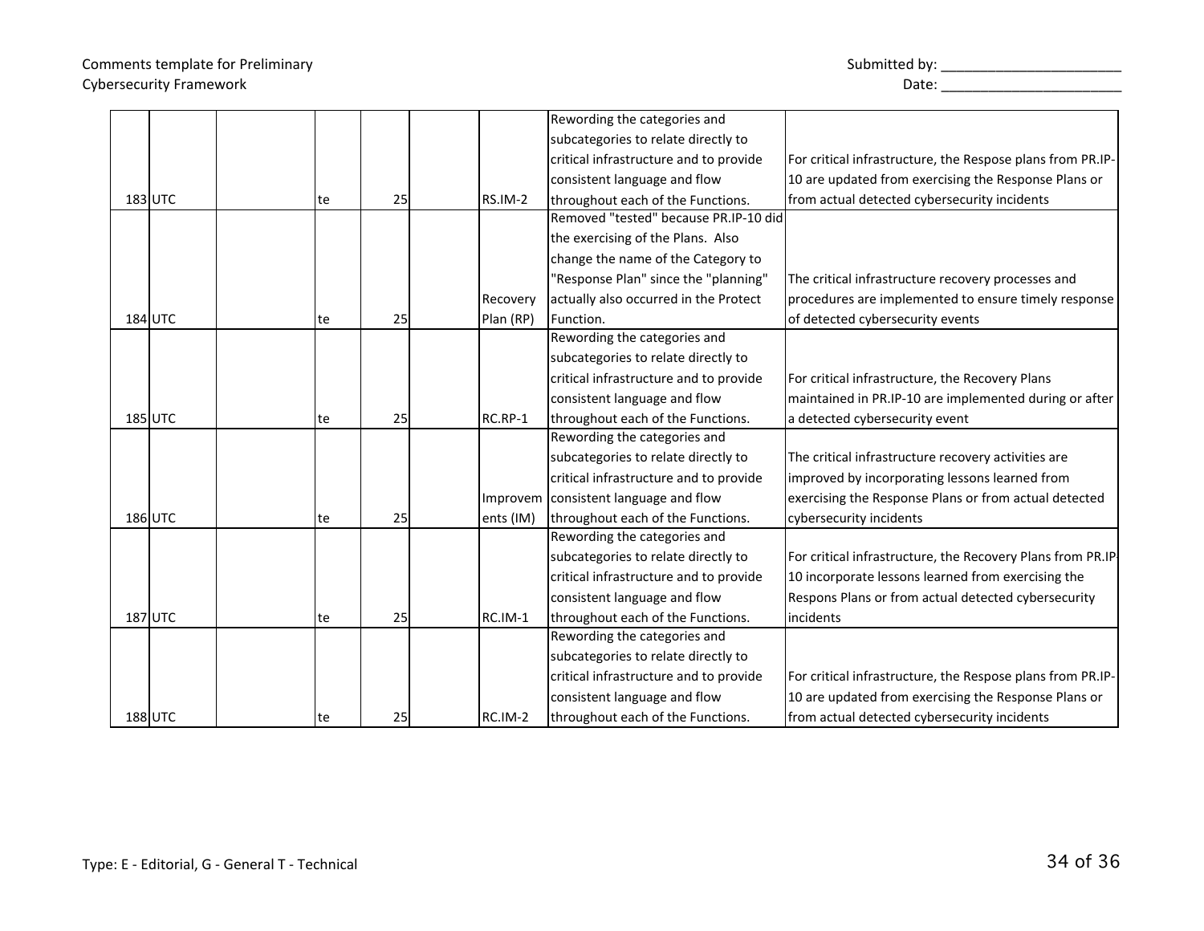| | | | | | | | | |
|---|---|---|---|---|---|---|---|---|
| 183 | UTC | | te | 25 | | RS.IM-2 | Rewording the categories and subcategories to relate directly to critical infrastructure and to provide consistent language and flow throughout each of the Functions. | For critical infrastructure, the Respose plans from PR.IP-10 are updated from exercising the Response Plans or from actual detected cybersecurity incidents |
| 184 | UTC | | te | 25 | | Recovery Plan (RP) | Removed "tested" because PR.IP-10 did the exercising of the Plans. Also change the name of the Category to "Response Plan" since the "planning" actually also occurred in the Protect Function. | The critical infrastructure recovery processes and procedures are implemented to ensure timely response of detected cybersecurity events |
| 185 | UTC | | te | 25 | | RC.RP-1 | Rewording the categories and subcategories to relate directly to critical infrastructure and to provide consistent language and flow throughout each of the Functions. | For critical infrastructure, the Recovery Plans maintained in PR.IP-10 are implemented during or after a detected cybersecurity event |
| 186 | UTC | | te | 25 | | Improvements (IM) | Rewording the categories and subcategories to relate directly to critical infrastructure and to provide consistent language and flow throughout each of the Functions. | The critical infrastructure recovery activities are improved by incorporating lessons learned from exercising the Response Plans or from actual detected cybersecurity incidents |
| 187 | UTC | | te | 25 | | RC.IM-1 | Rewording the categories and subcategories to relate directly to critical infrastructure and to provide consistent language and flow throughout each of the Functions. | For critical infrastructure, the Recovery Plans from PR.IP-10 incorporate lessons learned from exercising the Respons Plans or from actual detected cybersecurity incidents |
| 188 | UTC | | te | 25 | | RC.IM-2 | Rewording the categories and subcategories to relate directly to critical infrastructure and to provide consistent language and flow throughout each of the Functions. | For critical infrastructure, the Respose plans from PR.IP-10 are updated from exercising the Response Plans or from actual detected cybersecurity incidents |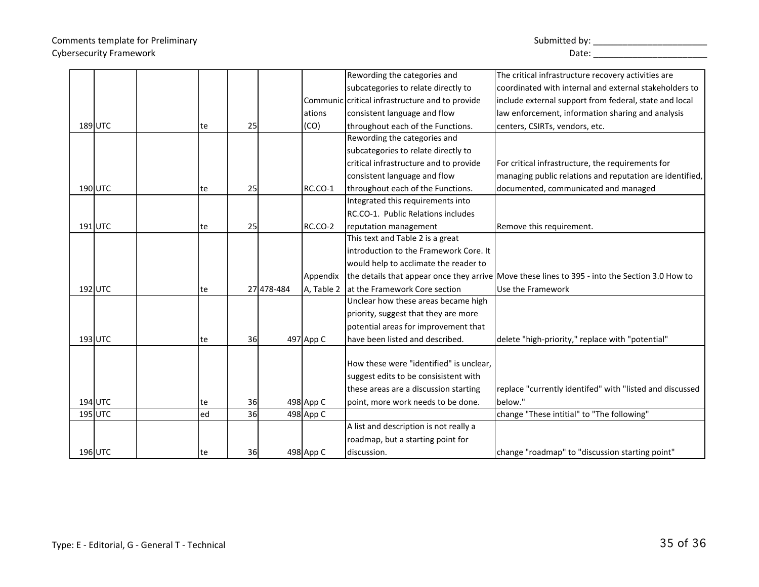Comments template for Preliminary Cybersecurity Framework

Submitted by: _______________________

Date: _______________________

| | | | | | | | | |
|---|---|---|---|---|---|---|---|---|
| 189 | UTC | | te | 25 | | Communications (CO) | Rewording the categories and subcategories to relate directly to critical infrastructure and to provide consistent language and flow throughout each of the Functions. | The critical infrastructure recovery activities are coordinated with internal and external stakeholders to include external support from federal, state and local law enforcement, information sharing and analysis centers, CSIRTs, vendors, etc. |
| 190 | UTC | | te | 25 | | RC.CO-1 | Rewording the categories and subcategories to relate directly to critical infrastructure and to provide consistent language and flow throughout each of the Functions. | For critical infrastructure, the requirements for managing public relations and reputation are identified, documented, communicated and managed |
| 191 | UTC | | te | 25 | | RC.CO-2 | Integrated this requirements into RC.CO-1. Public Relations includes reputation management | Remove this requirement. |
| 192 | UTC | | te | 27 | 478-484 | Appendix A, Table 2 | This text and Table 2 is a great introduction to the Framework Core. It would help to acclimate the reader to the details that appear once they arrive at the Framework Core section | Move these lines to 395 - into the Section 3.0 How to Use the Framework |
| 193 | UTC | | te | 36 | 497 | App C | Unclear how these areas became high priority, suggest that they are more potential areas for improvement that have been listed and described. | delete "high-priority," replace with "potential" |
| 194 | UTC | | te | 36 | 498 | App C | How these were "identified" is unclear, suggest edits to be consisistent with these areas are a discussion starting point, more work needs to be done. | replace "currently identifed" with "listed and discussed below." |
| 195 | UTC | | ed | 36 | 498 | App C | | change "These intitial" to "The following" |
| 196 | UTC | | te | 36 | 498 | App C | A list and description is not really a roadmap, but a starting point for discussion. | change "roadmap" to "discussion starting point" |

Type: E - Editorial, G - General T - Technical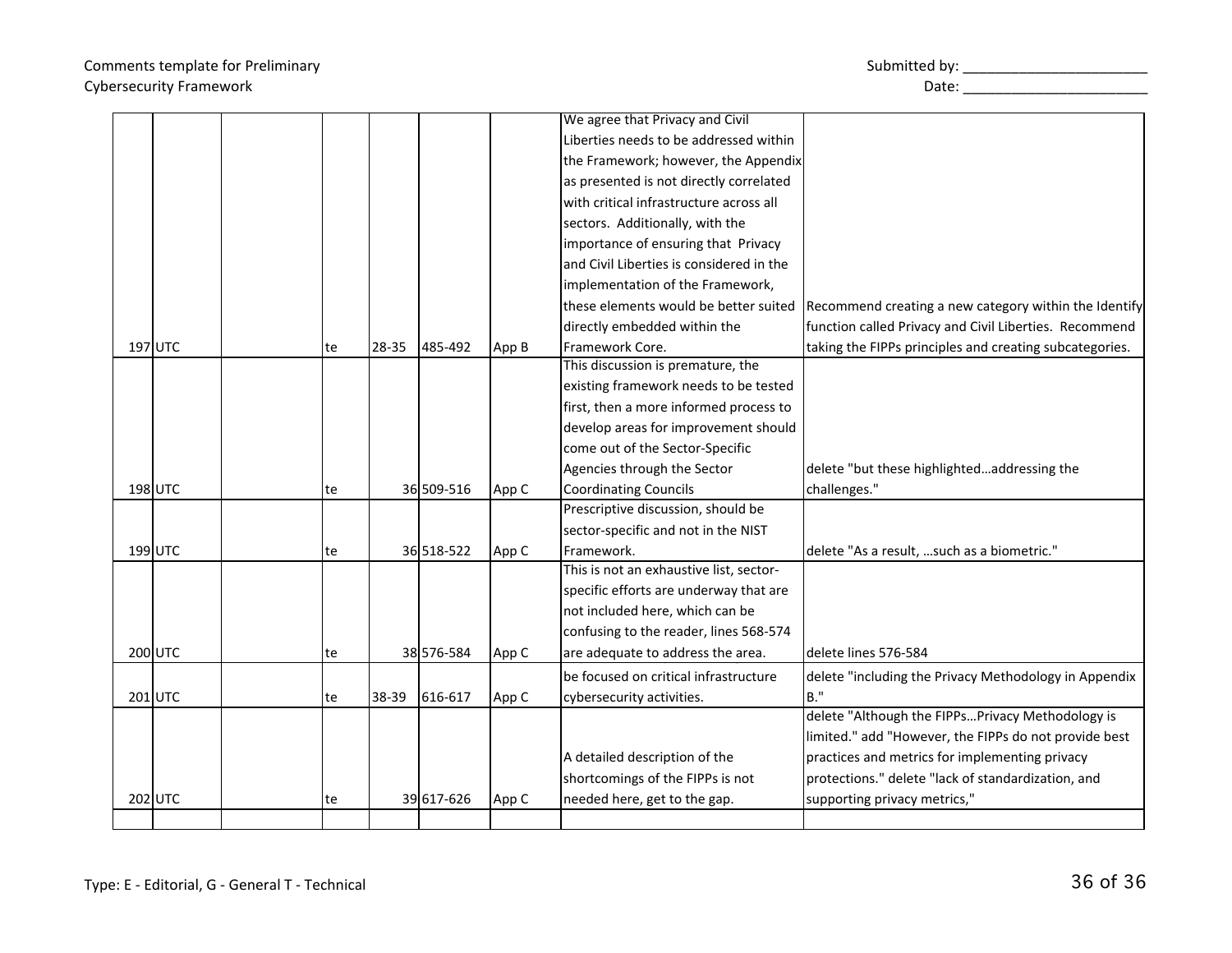Comments template for Preliminary Cybersecurity Framework

Submitted by: _______________________

Date: _______________________

| | | | | | | | | |
|---|---|---|---|---|---|---|---|---|
| 197 | UTC | | te | 28-35 | 485-492 | App B | We agree that Privacy and Civil Liberties needs to be addressed within the Framework; however, the Appendix as presented is not directly correlated with critical infrastructure across all sectors. Additionally, with the importance of ensuring that Privacy and Civil Liberties is considered in the implementation of the Framework, these elements would be better suited directly embedded within the Framework Core. | Recommend creating a new category within the Identify function called Privacy and Civil Liberties. Recommend taking the FIPPs principles and creating subcategories. |
| 198 | UTC | | te | 36 | 509-516 | App C | This discussion is premature, the existing framework needs to be tested first, then a more informed process to develop areas for improvement should come out of the Sector-Specific Agencies through the Sector Coordinating Councils | delete "but these highlighted…addressing the challenges." |
| 199 | UTC | | te | 36 | 518-522 | App C | Prescriptive discussion, should be sector-specific and not in the NIST Framework. | delete "As a result, …such as a biometric." |
| 200 | UTC | | te | 38 | 576-584 | App C | This is not an exhaustive list, sector-specific efforts are underway that are not included here, which can be confusing to the reader, lines 568-574 are adequate to address the area. | delete lines 576-584 |
| 201 | UTC | | te | 38-39 | 616-617 | App C | be focused on critical infrastructure cybersecurity activities. | delete "including the Privacy Methodology in Appendix B." |
| 202 | UTC | | te | 39 | 617-626 | App C | A detailed description of the shortcomings of the FIPPs is not needed here, get to the gap. | delete "Although the FIPPs…Privacy Methodology is limited." add "However, the FIPPs do not provide best practices and metrics for implementing privacy protections." delete "lack of standardization, and supporting privacy metrics," |
| | | | | | | | | |

Type: E - Editorial, G - General T - Technical